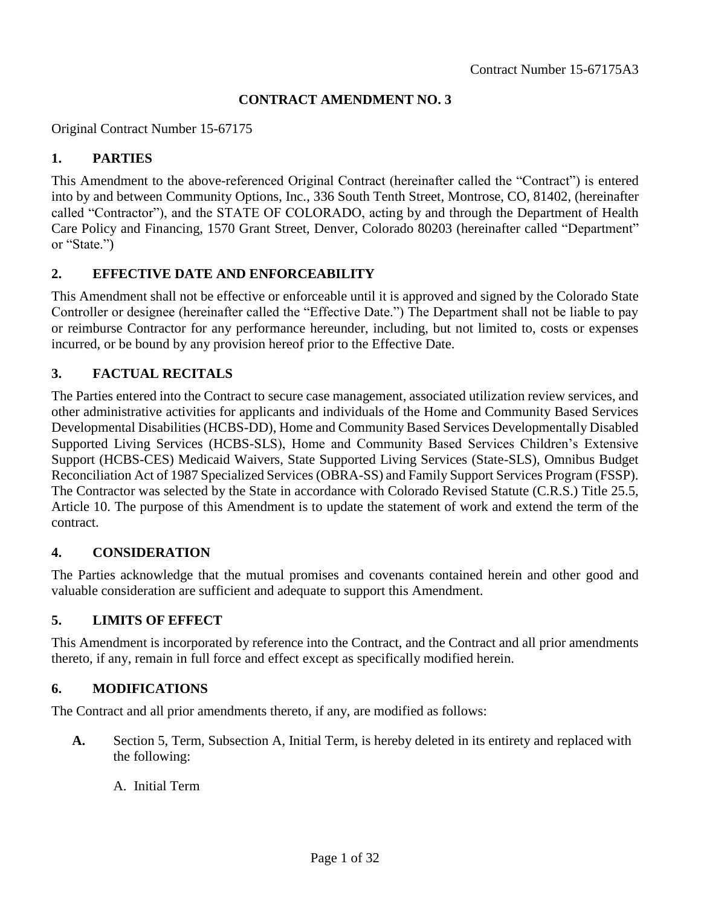Contract Number 15-67175A3

# CONTRACT AMENDMENT NO. 3

Original Contract Number 15-67175

## 1. PARTIES

This Amendment to the above-referenced Original Contract (hereinafter called the "Contract") is entered into by and between Community Options, Inc., 336 South Tenth Street, Montrose, CO, 81402, (hereinafter called "Contractor"), and the STATE OF COLORADO, acting by and through the Department of Health Care Policy and Financing, 1570 Grant Street, Denver, Colorado 80203 (hereinafter called "Department" or "State.")

## 2. EFFECTIVE DATE AND ENFORCEABILITY

This Amendment shall not be effective or enforceable until it is approved and signed by the Colorado State Controller or designee (hereinafter called the "Effective Date.") The Department shall not be liable to pay or reimburse Contractor for any performance hereunder, including, but not limited to, costs or expenses incurred, or be bound by any provision hereof prior to the Effective Date.

## 3. FACTUAL RECITALS

The Parties entered into the Contract to secure case management, associated utilization review services, and other administrative activities for applicants and individuals of the Home and Community Based Services Developmental Disabilities (HCBS-DD), Home and Community Based Services Developmentally Disabled Supported Living Services (HCBS-SLS), Home and Community Based Services Children's Extensive Support (HCBS-CES) Medicaid Waivers, State Supported Living Services (State-SLS), Omnibus Budget Reconciliation Act of 1987 Specialized Services (OBRA-SS) and Family Support Services Program (FSSP). The Contractor was selected by the State in accordance with Colorado Revised Statute (C.R.S.) Title 25.5, Article 10. The purpose of this Amendment is to update the statement of work and extend the term of the contract.

## 4. CONSIDERATION

The Parties acknowledge that the mutual promises and covenants contained herein and other good and valuable consideration are sufficient and adequate to support this Amendment.

## 5. LIMITS OF EFFECT

This Amendment is incorporated by reference into the Contract, and the Contract and all prior amendments thereto, if any, remain in full force and effect except as specifically modified herein.

## 6. MODIFICATIONS

The Contract and all prior amendments thereto, if any, are modified as follows:

**A.** Section 5, Term, Subsection A, Initial Term, is hereby deleted in its entirety and replaced with the following:

A. Initial Term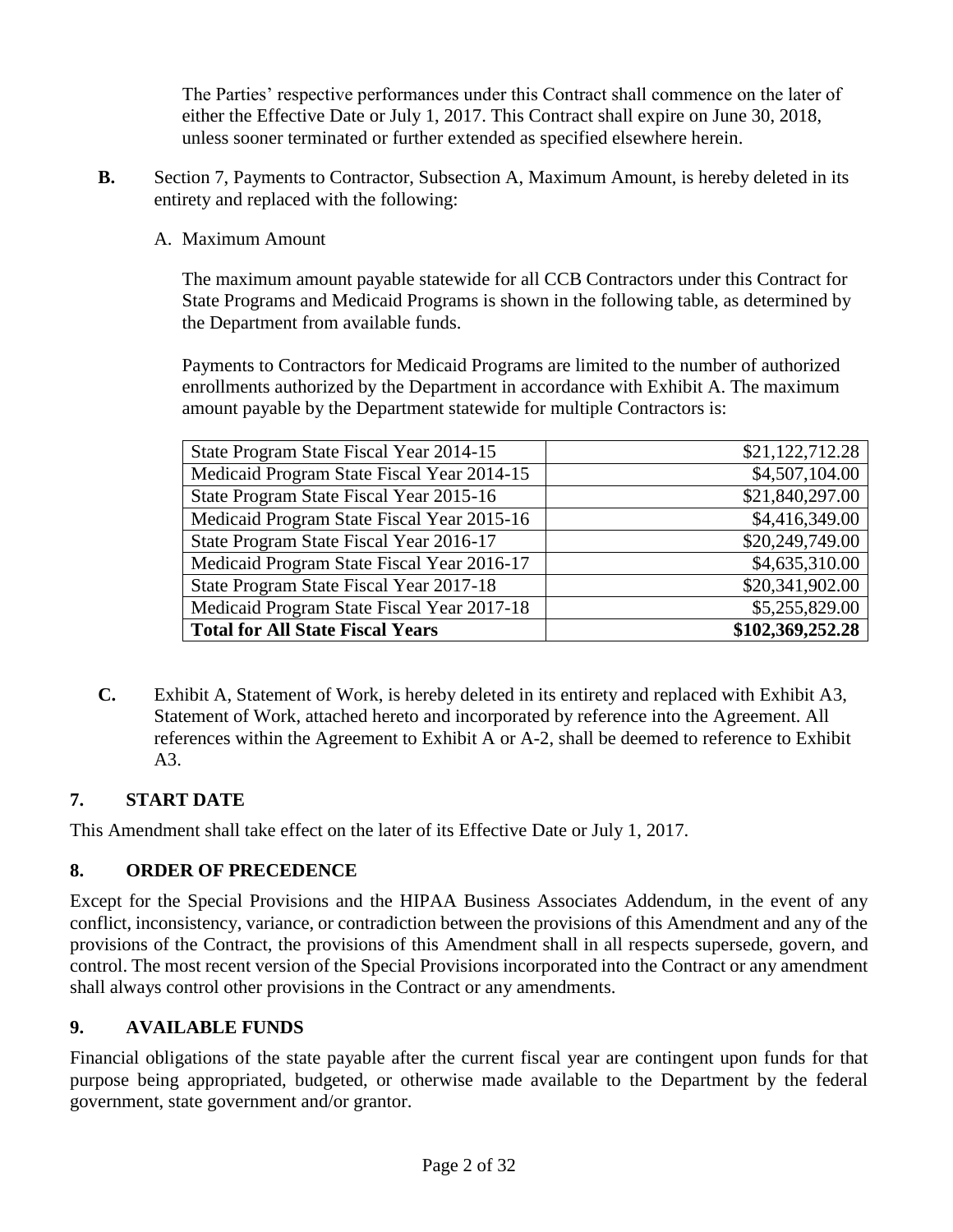The Parties' respective performances under this Contract shall commence on the later of either the Effective Date or July 1, 2017. This Contract shall expire on June 30, 2018, unless sooner terminated or further extended as specified elsewhere herein.

**B.** Section 7, Payments to Contractor, Subsection A, Maximum Amount, is hereby deleted in its entirety and replaced with the following:

A. Maximum Amount

The maximum amount payable statewide for all CCB Contractors under this Contract for State Programs and Medicaid Programs is shown in the following table, as determined by the Department from available funds.

Payments to Contractors for Medicaid Programs are limited to the number of authorized enrollments authorized by the Department in accordance with Exhibit A. The maximum amount payable by the Department statewide for multiple Contractors is:

| | |
|---|---:|
| State Program State Fiscal Year 2014-15 | $21,122,712.28 |
| Medicaid Program State Fiscal Year 2014-15 | $4,507,104.00 |
| State Program State Fiscal Year 2015-16 | $21,840,297.00 |
| Medicaid Program State Fiscal Year 2015-16 | $4,416,349.00 |
| State Program State Fiscal Year 2016-17 | $20,249,749.00 |
| Medicaid Program State Fiscal Year 2016-17 | $4,635,310.00 |
| State Program State Fiscal Year 2017-18 | $20,341,902.00 |
| Medicaid Program State Fiscal Year 2017-18 | $5,255,829.00 |
| **Total for All State Fiscal Years** | **$102,369,252.28** |

**C.** Exhibit A, Statement of Work, is hereby deleted in its entirety and replaced with Exhibit A3, Statement of Work, attached hereto and incorporated by reference into the Agreement. All references within the Agreement to Exhibit A or A-2, shall be deemed to reference to Exhibit A3.

## 7. START DATE

This Amendment shall take effect on the later of its Effective Date or July 1, 2017.

## 8. ORDER OF PRECEDENCE

Except for the Special Provisions and the HIPAA Business Associates Addendum, in the event of any conflict, inconsistency, variance, or contradiction between the provisions of this Amendment and any of the provisions of the Contract, the provisions of this Amendment shall in all respects supersede, govern, and control. The most recent version of the Special Provisions incorporated into the Contract or any amendment shall always control other provisions in the Contract or any amendments.

## 9. AVAILABLE FUNDS

Financial obligations of the state payable after the current fiscal year are contingent upon funds for that purpose being appropriated, budgeted, or otherwise made available to the Department by the federal government, state government and/or grantor.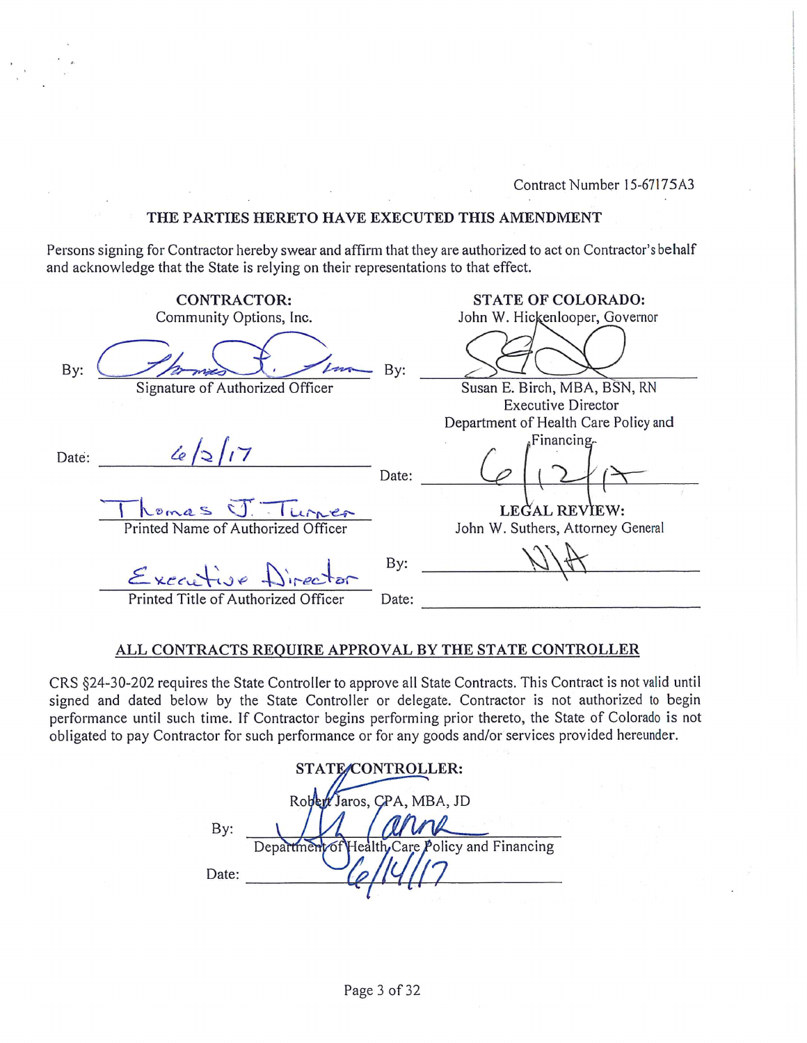Contract Number 15-67175A3

**THE PARTIES HERETO HAVE EXECUTED THIS AMENDMENT**

Persons signing for Contractor hereby swear and affirm that they are authorized to act on Contractor's behalf and acknowledge that the State is relying on their representations to that effect.

| | |
|---|---|
| **CONTRACTOR:** Community Options, Inc. | **STATE OF COLORADO:** John W. Hickenlooper, Governor |
| By: *Thomas J. Turner* — Signature of Authorized Officer | By: *[signature]* — Susan E. Birch, MBA, BSN, RN, Executive Director, Department of Health Care Policy and Financing |
| Date: 6/2/17 | Date: 6/12/17 |
| Thomas J. Turner — Printed Name of Authorized Officer | **LEGAL REVIEW:** John W. Suthers, Attorney General |
| Executive Director — Printed Title of Authorized Officer | By: N/A |
| | Date: |

**ALL CONTRACTS REQUIRE APPROVAL BY THE STATE CONTROLLER**

CRS §24-30-202 requires the State Controller to approve all State Contracts. This Contract is not valid until signed and dated below by the State Controller or delegate. Contractor is not authorized to begin performance until such time. If Contractor begins performing prior thereto, the State of Colorado is not obligated to pay Contractor for such performance or for any goods and/or services provided hereunder.

**STATE CONTROLLER:**
Robert Jaros, CPA, MBA, JD

By: *[signature]*
Department of Health Care Policy and Financing

Date: 6/14/17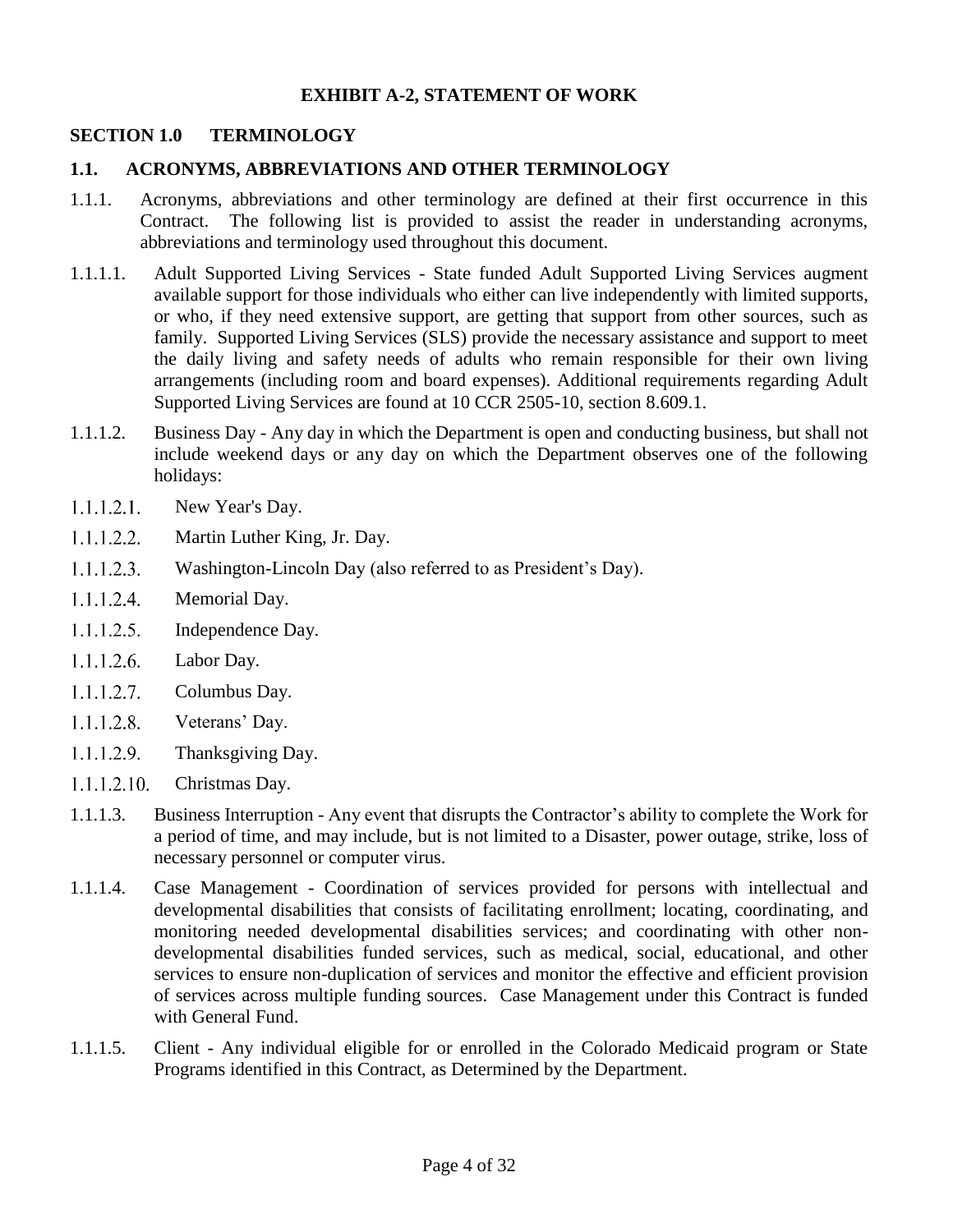## EXHIBIT A-2, STATEMENT OF WORK

### SECTION 1.0 TERMINOLOGY

### 1.1. ACRONYMS, ABBREVIATIONS AND OTHER TERMINOLOGY

1.1.1. Acronyms, abbreviations and other terminology are defined at their first occurrence in this Contract. The following list is provided to assist the reader in understanding acronyms, abbreviations and terminology used throughout this document.

1.1.1.1. Adult Supported Living Services - State funded Adult Supported Living Services augment available support for those individuals who either can live independently with limited supports, or who, if they need extensive support, are getting that support from other sources, such as family. Supported Living Services (SLS) provide the necessary assistance and support to meet the daily living and safety needs of adults who remain responsible for their own living arrangements (including room and board expenses). Additional requirements regarding Adult Supported Living Services are found at 10 CCR 2505-10, section 8.609.1.

1.1.1.2. Business Day - Any day in which the Department is open and conducting business, but shall not include weekend days or any day on which the Department observes one of the following holidays:

1.1.1.2.1. New Year's Day.

1.1.1.2.2. Martin Luther King, Jr. Day.

1.1.1.2.3. Washington-Lincoln Day (also referred to as President's Day).

1.1.1.2.4. Memorial Day.

1.1.1.2.5. Independence Day.

1.1.1.2.6. Labor Day.

1.1.1.2.7. Columbus Day.

1.1.1.2.8. Veterans' Day.

1.1.1.2.9. Thanksgiving Day.

1.1.1.2.10. Christmas Day.

1.1.1.3. Business Interruption - Any event that disrupts the Contractor's ability to complete the Work for a period of time, and may include, but is not limited to a Disaster, power outage, strike, loss of necessary personnel or computer virus.

1.1.1.4. Case Management - Coordination of services provided for persons with intellectual and developmental disabilities that consists of facilitating enrollment; locating, coordinating, and monitoring needed developmental disabilities services; and coordinating with other non-developmental disabilities funded services, such as medical, social, educational, and other services to ensure non-duplication of services and monitor the effective and efficient provision of services across multiple funding sources. Case Management under this Contract is funded with General Fund.

1.1.1.5. Client - Any individual eligible for or enrolled in the Colorado Medicaid program or State Programs identified in this Contract, as Determined by the Department.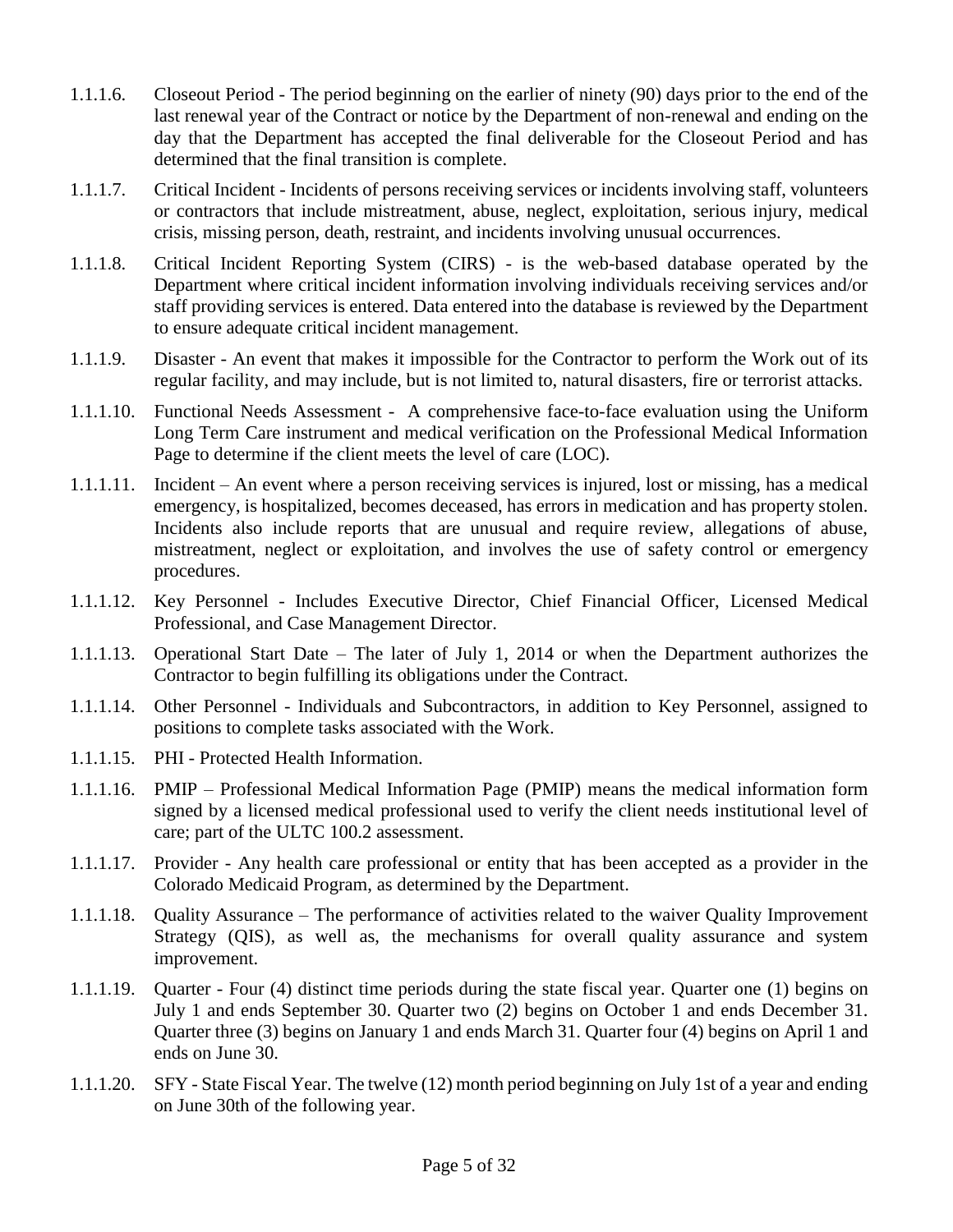1.1.1.6. Closeout Period - The period beginning on the earlier of ninety (90) days prior to the end of the last renewal year of the Contract or notice by the Department of non-renewal and ending on the day that the Department has accepted the final deliverable for the Closeout Period and has determined that the final transition is complete.

1.1.1.7. Critical Incident - Incidents of persons receiving services or incidents involving staff, volunteers or contractors that include mistreatment, abuse, neglect, exploitation, serious injury, medical crisis, missing person, death, restraint, and incidents involving unusual occurrences.

1.1.1.8. Critical Incident Reporting System (CIRS) - is the web-based database operated by the Department where critical incident information involving individuals receiving services and/or staff providing services is entered. Data entered into the database is reviewed by the Department to ensure adequate critical incident management.

1.1.1.9. Disaster - An event that makes it impossible for the Contractor to perform the Work out of its regular facility, and may include, but is not limited to, natural disasters, fire or terrorist attacks.

1.1.1.10. Functional Needs Assessment - A comprehensive face-to-face evaluation using the Uniform Long Term Care instrument and medical verification on the Professional Medical Information Page to determine if the client meets the level of care (LOC).

1.1.1.11. Incident – An event where a person receiving services is injured, lost or missing, has a medical emergency, is hospitalized, becomes deceased, has errors in medication and has property stolen. Incidents also include reports that are unusual and require review, allegations of abuse, mistreatment, neglect or exploitation, and involves the use of safety control or emergency procedures.

1.1.1.12. Key Personnel - Includes Executive Director, Chief Financial Officer, Licensed Medical Professional, and Case Management Director.

1.1.1.13. Operational Start Date – The later of July 1, 2014 or when the Department authorizes the Contractor to begin fulfilling its obligations under the Contract.

1.1.1.14. Other Personnel - Individuals and Subcontractors, in addition to Key Personnel, assigned to positions to complete tasks associated with the Work.

1.1.1.15. PHI - Protected Health Information.

1.1.1.16. PMIP – Professional Medical Information Page (PMIP) means the medical information form signed by a licensed medical professional used to verify the client needs institutional level of care; part of the ULTC 100.2 assessment.

1.1.1.17. Provider - Any health care professional or entity that has been accepted as a provider in the Colorado Medicaid Program, as determined by the Department.

1.1.1.18. Quality Assurance – The performance of activities related to the waiver Quality Improvement Strategy (QIS), as well as, the mechanisms for overall quality assurance and system improvement.

1.1.1.19. Quarter - Four (4) distinct time periods during the state fiscal year. Quarter one (1) begins on July 1 and ends September 30. Quarter two (2) begins on October 1 and ends December 31. Quarter three (3) begins on January 1 and ends March 31. Quarter four (4) begins on April 1 and ends on June 30.

1.1.1.20. SFY - State Fiscal Year. The twelve (12) month period beginning on July 1st of a year and ending on June 30th of the following year.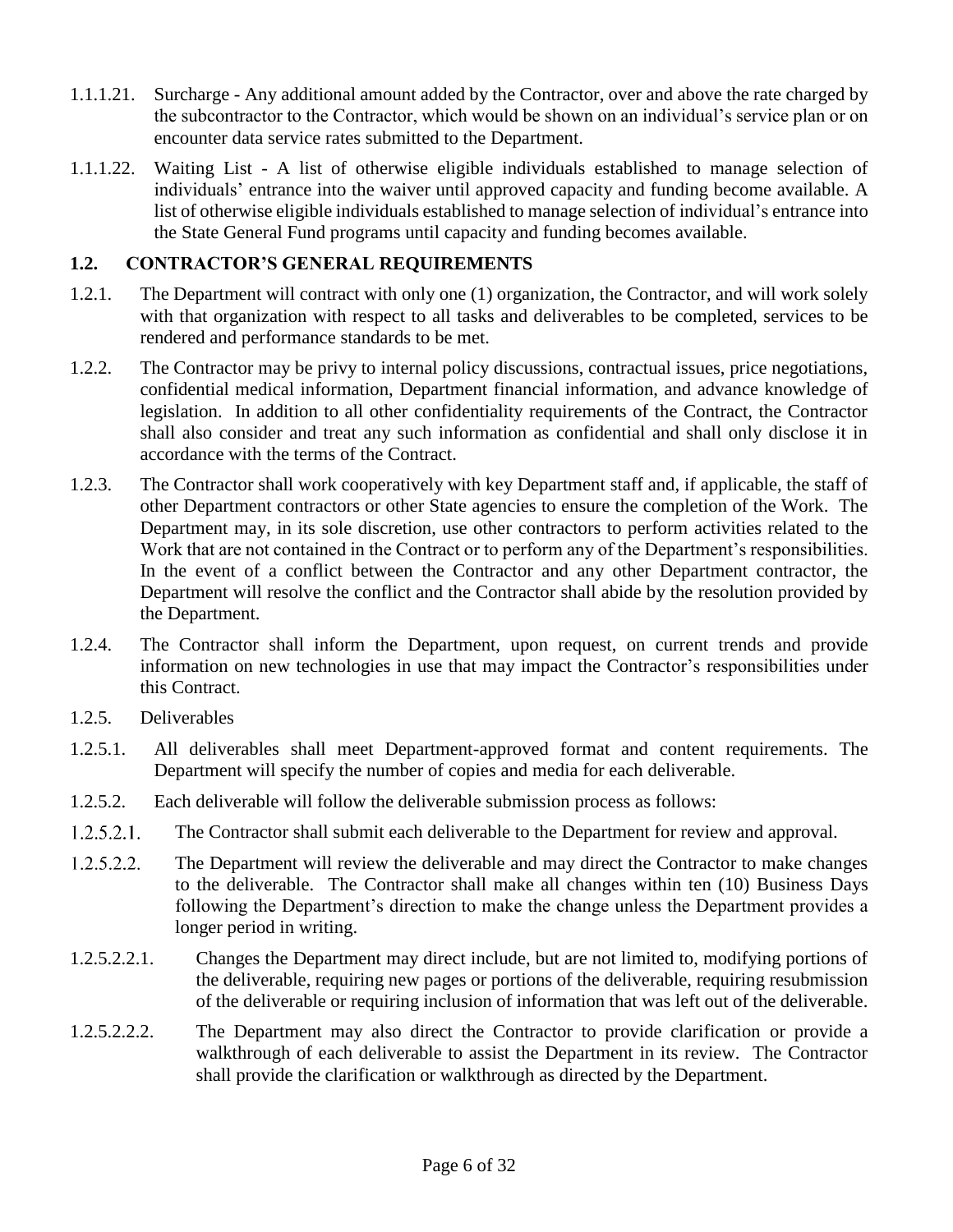1.1.1.21. Surcharge - Any additional amount added by the Contractor, over and above the rate charged by the subcontractor to the Contractor, which would be shown on an individual's service plan or on encounter data service rates submitted to the Department.

1.1.1.22. Waiting List - A list of otherwise eligible individuals established to manage selection of individuals' entrance into the waiver until approved capacity and funding become available. A list of otherwise eligible individuals established to manage selection of individual's entrance into the State General Fund programs until capacity and funding becomes available.

## 1.2. CONTRACTOR'S GENERAL REQUIREMENTS

1.2.1. The Department will contract with only one (1) organization, the Contractor, and will work solely with that organization with respect to all tasks and deliverables to be completed, services to be rendered and performance standards to be met.

1.2.2. The Contractor may be privy to internal policy discussions, contractual issues, price negotiations, confidential medical information, Department financial information, and advance knowledge of legislation. In addition to all other confidentiality requirements of the Contract, the Contractor shall also consider and treat any such information as confidential and shall only disclose it in accordance with the terms of the Contract.

1.2.3. The Contractor shall work cooperatively with key Department staff and, if applicable, the staff of other Department contractors or other State agencies to ensure the completion of the Work. The Department may, in its sole discretion, use other contractors to perform activities related to the Work that are not contained in the Contract or to perform any of the Department's responsibilities. In the event of a conflict between the Contractor and any other Department contractor, the Department will resolve the conflict and the Contractor shall abide by the resolution provided by the Department.

1.2.4. The Contractor shall inform the Department, upon request, on current trends and provide information on new technologies in use that may impact the Contractor's responsibilities under this Contract.

1.2.5. Deliverables

1.2.5.1. All deliverables shall meet Department-approved format and content requirements. The Department will specify the number of copies and media for each deliverable.

1.2.5.2. Each deliverable will follow the deliverable submission process as follows:

1.2.5.2.1. The Contractor shall submit each deliverable to the Department for review and approval.

1.2.5.2.2. The Department will review the deliverable and may direct the Contractor to make changes to the deliverable. The Contractor shall make all changes within ten (10) Business Days following the Department's direction to make the change unless the Department provides a longer period in writing.

1.2.5.2.2.1. Changes the Department may direct include, but are not limited to, modifying portions of the deliverable, requiring new pages or portions of the deliverable, requiring resubmission of the deliverable or requiring inclusion of information that was left out of the deliverable.

1.2.5.2.2.2. The Department may also direct the Contractor to provide clarification or provide a walkthrough of each deliverable to assist the Department in its review. The Contractor shall provide the clarification or walkthrough as directed by the Department.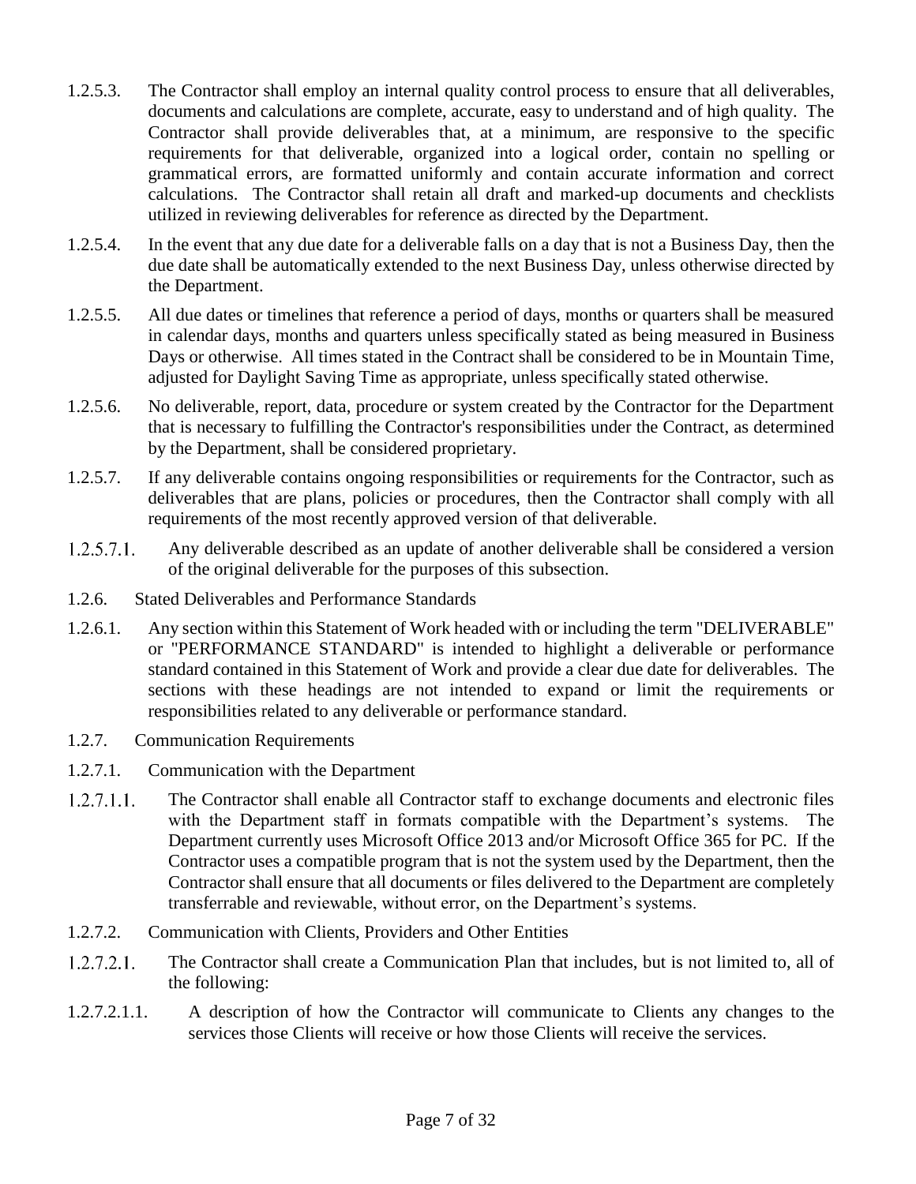1.2.5.3. The Contractor shall employ an internal quality control process to ensure that all deliverables, documents and calculations are complete, accurate, easy to understand and of high quality. The Contractor shall provide deliverables that, at a minimum, are responsive to the specific requirements for that deliverable, organized into a logical order, contain no spelling or grammatical errors, are formatted uniformly and contain accurate information and correct calculations. The Contractor shall retain all draft and marked-up documents and checklists utilized in reviewing deliverables for reference as directed by the Department.

1.2.5.4. In the event that any due date for a deliverable falls on a day that is not a Business Day, then the due date shall be automatically extended to the next Business Day, unless otherwise directed by the Department.

1.2.5.5. All due dates or timelines that reference a period of days, months or quarters shall be measured in calendar days, months and quarters unless specifically stated as being measured in Business Days or otherwise. All times stated in the Contract shall be considered to be in Mountain Time, adjusted for Daylight Saving Time as appropriate, unless specifically stated otherwise.

1.2.5.6. No deliverable, report, data, procedure or system created by the Contractor for the Department that is necessary to fulfilling the Contractor's responsibilities under the Contract, as determined by the Department, shall be considered proprietary.

1.2.5.7. If any deliverable contains ongoing responsibilities or requirements for the Contractor, such as deliverables that are plans, policies or procedures, then the Contractor shall comply with all requirements of the most recently approved version of that deliverable.

1.2.5.7.1. Any deliverable described as an update of another deliverable shall be considered a version of the original deliverable for the purposes of this subsection.

1.2.6. Stated Deliverables and Performance Standards

1.2.6.1. Any section within this Statement of Work headed with or including the term "DELIVERABLE" or "PERFORMANCE STANDARD" is intended to highlight a deliverable or performance standard contained in this Statement of Work and provide a clear due date for deliverables. The sections with these headings are not intended to expand or limit the requirements or responsibilities related to any deliverable or performance standard.

1.2.7. Communication Requirements

1.2.7.1. Communication with the Department

1.2.7.1.1. The Contractor shall enable all Contractor staff to exchange documents and electronic files with the Department staff in formats compatible with the Department's systems. The Department currently uses Microsoft Office 2013 and/or Microsoft Office 365 for PC. If the Contractor uses a compatible program that is not the system used by the Department, then the Contractor shall ensure that all documents or files delivered to the Department are completely transferrable and reviewable, without error, on the Department's systems.

1.2.7.2. Communication with Clients, Providers and Other Entities

1.2.7.2.1. The Contractor shall create a Communication Plan that includes, but is not limited to, all of the following:

1.2.7.2.1.1. A description of how the Contractor will communicate to Clients any changes to the services those Clients will receive or how those Clients will receive the services.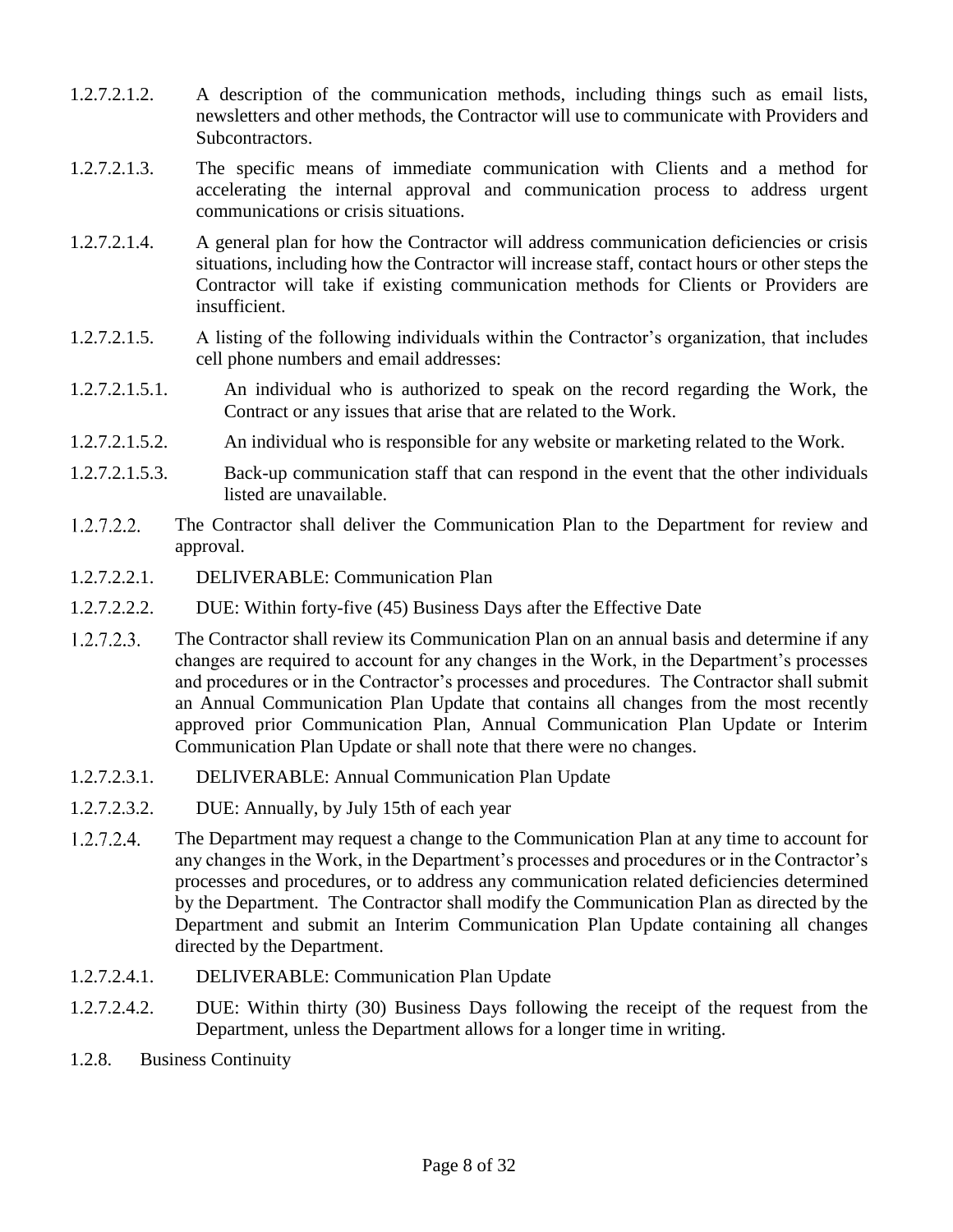1.2.7.2.1.2. A description of the communication methods, including things such as email lists, newsletters and other methods, the Contractor will use to communicate with Providers and Subcontractors.

1.2.7.2.1.3. The specific means of immediate communication with Clients and a method for accelerating the internal approval and communication process to address urgent communications or crisis situations.

1.2.7.2.1.4. A general plan for how the Contractor will address communication deficiencies or crisis situations, including how the Contractor will increase staff, contact hours or other steps the Contractor will take if existing communication methods for Clients or Providers are insufficient.

1.2.7.2.1.5. A listing of the following individuals within the Contractor's organization, that includes cell phone numbers and email addresses:

1.2.7.2.1.5.1. An individual who is authorized to speak on the record regarding the Work, the Contract or any issues that arise that are related to the Work.

1.2.7.2.1.5.2. An individual who is responsible for any website or marketing related to the Work.

1.2.7.2.1.5.3. Back-up communication staff that can respond in the event that the other individuals listed are unavailable.

1.2.7.2.2. The Contractor shall deliver the Communication Plan to the Department for review and approval.

1.2.7.2.2.1. DELIVERABLE: Communication Plan

1.2.7.2.2.2. DUE: Within forty-five (45) Business Days after the Effective Date

1.2.7.2.3. The Contractor shall review its Communication Plan on an annual basis and determine if any changes are required to account for any changes in the Work, in the Department's processes and procedures or in the Contractor's processes and procedures. The Contractor shall submit an Annual Communication Plan Update that contains all changes from the most recently approved prior Communication Plan, Annual Communication Plan Update or Interim Communication Plan Update or shall note that there were no changes.

1.2.7.2.3.1. DELIVERABLE: Annual Communication Plan Update

1.2.7.2.3.2. DUE: Annually, by July 15th of each year

1.2.7.2.4. The Department may request a change to the Communication Plan at any time to account for any changes in the Work, in the Department's processes and procedures or in the Contractor's processes and procedures, or to address any communication related deficiencies determined by the Department. The Contractor shall modify the Communication Plan as directed by the Department and submit an Interim Communication Plan Update containing all changes directed by the Department.

1.2.7.2.4.1. DELIVERABLE: Communication Plan Update

1.2.7.2.4.2. DUE: Within thirty (30) Business Days following the receipt of the request from the Department, unless the Department allows for a longer time in writing.

1.2.8. Business Continuity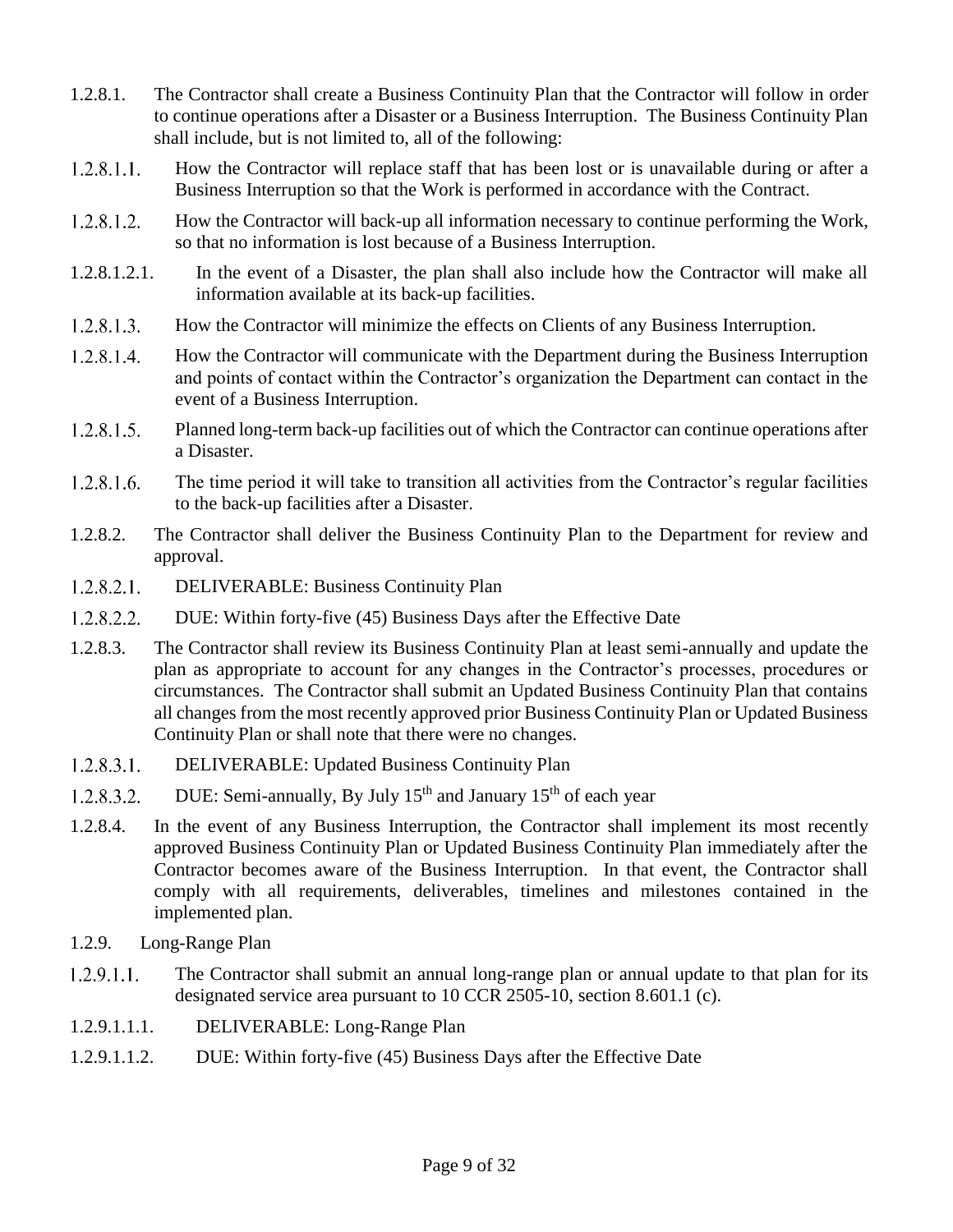1.2.8.1. The Contractor shall create a Business Continuity Plan that the Contractor will follow in order to continue operations after a Disaster or a Business Interruption. The Business Continuity Plan shall include, but is not limited to, all of the following:

1.2.8.1.1. How the Contractor will replace staff that has been lost or is unavailable during or after a Business Interruption so that the Work is performed in accordance with the Contract.

1.2.8.1.2. How the Contractor will back-up all information necessary to continue performing the Work, so that no information is lost because of a Business Interruption.

1.2.8.1.2.1. In the event of a Disaster, the plan shall also include how the Contractor will make all information available at its back-up facilities.

1.2.8.1.3. How the Contractor will minimize the effects on Clients of any Business Interruption.

1.2.8.1.4. How the Contractor will communicate with the Department during the Business Interruption and points of contact within the Contractor's organization the Department can contact in the event of a Business Interruption.

1.2.8.1.5. Planned long-term back-up facilities out of which the Contractor can continue operations after a Disaster.

1.2.8.1.6. The time period it will take to transition all activities from the Contractor's regular facilities to the back-up facilities after a Disaster.

1.2.8.2. The Contractor shall deliver the Business Continuity Plan to the Department for review and approval.

1.2.8.2.1. DELIVERABLE: Business Continuity Plan

1.2.8.2.2. DUE: Within forty-five (45) Business Days after the Effective Date

1.2.8.3. The Contractor shall review its Business Continuity Plan at least semi-annually and update the plan as appropriate to account for any changes in the Contractor's processes, procedures or circumstances. The Contractor shall submit an Updated Business Continuity Plan that contains all changes from the most recently approved prior Business Continuity Plan or Updated Business Continuity Plan or shall note that there were no changes.

1.2.8.3.1. DELIVERABLE: Updated Business Continuity Plan

1.2.8.3.2. DUE: Semi-annually, By July 15th and January 15th of each year

1.2.8.4. In the event of any Business Interruption, the Contractor shall implement its most recently approved Business Continuity Plan or Updated Business Continuity Plan immediately after the Contractor becomes aware of the Business Interruption. In that event, the Contractor shall comply with all requirements, deliverables, timelines and milestones contained in the implemented plan.

1.2.9. Long-Range Plan

1.2.9.1.1. The Contractor shall submit an annual long-range plan or annual update to that plan for its designated service area pursuant to 10 CCR 2505-10, section 8.601.1 (c).

1.2.9.1.1.1. DELIVERABLE: Long-Range Plan

1.2.9.1.1.2. DUE: Within forty-five (45) Business Days after the Effective Date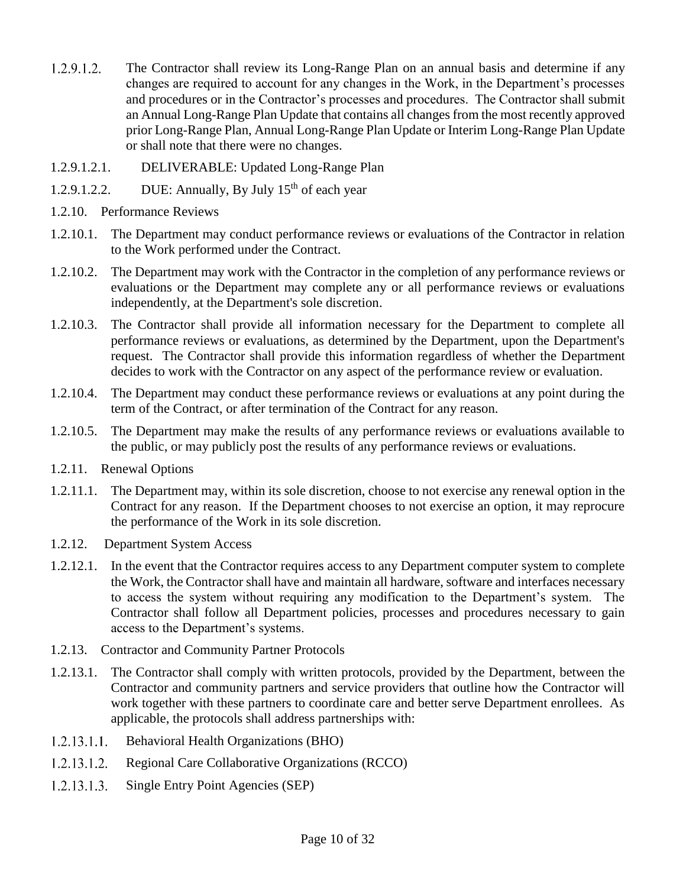1.2.9.1.2. The Contractor shall review its Long-Range Plan on an annual basis and determine if any changes are required to account for any changes in the Work, in the Department's processes and procedures or in the Contractor's processes and procedures. The Contractor shall submit an Annual Long-Range Plan Update that contains all changes from the most recently approved prior Long-Range Plan, Annual Long-Range Plan Update or Interim Long-Range Plan Update or shall note that there were no changes.

1.2.9.1.2.1. DELIVERABLE: Updated Long-Range Plan

1.2.9.1.2.2. DUE: Annually, By July 15th of each year

1.2.10. Performance Reviews

1.2.10.1. The Department may conduct performance reviews or evaluations of the Contractor in relation to the Work performed under the Contract.

1.2.10.2. The Department may work with the Contractor in the completion of any performance reviews or evaluations or the Department may complete any or all performance reviews or evaluations independently, at the Department's sole discretion.

1.2.10.3. The Contractor shall provide all information necessary for the Department to complete all performance reviews or evaluations, as determined by the Department, upon the Department's request. The Contractor shall provide this information regardless of whether the Department decides to work with the Contractor on any aspect of the performance review or evaluation.

1.2.10.4. The Department may conduct these performance reviews or evaluations at any point during the term of the Contract, or after termination of the Contract for any reason.

1.2.10.5. The Department may make the results of any performance reviews or evaluations available to the public, or may publicly post the results of any performance reviews or evaluations.

1.2.11. Renewal Options

1.2.11.1. The Department may, within its sole discretion, choose to not exercise any renewal option in the Contract for any reason. If the Department chooses to not exercise an option, it may reprocure the performance of the Work in its sole discretion.

1.2.12. Department System Access

1.2.12.1. In the event that the Contractor requires access to any Department computer system to complete the Work, the Contractor shall have and maintain all hardware, software and interfaces necessary to access the system without requiring any modification to the Department's system. The Contractor shall follow all Department policies, processes and procedures necessary to gain access to the Department's systems.

1.2.13. Contractor and Community Partner Protocols

1.2.13.1. The Contractor shall comply with written protocols, provided by the Department, between the Contractor and community partners and service providers that outline how the Contractor will work together with these partners to coordinate care and better serve Department enrollees. As applicable, the protocols shall address partnerships with:

1.2.13.1.1. Behavioral Health Organizations (BHO)

1.2.13.1.2. Regional Care Collaborative Organizations (RCCO)

1.2.13.1.3. Single Entry Point Agencies (SEP)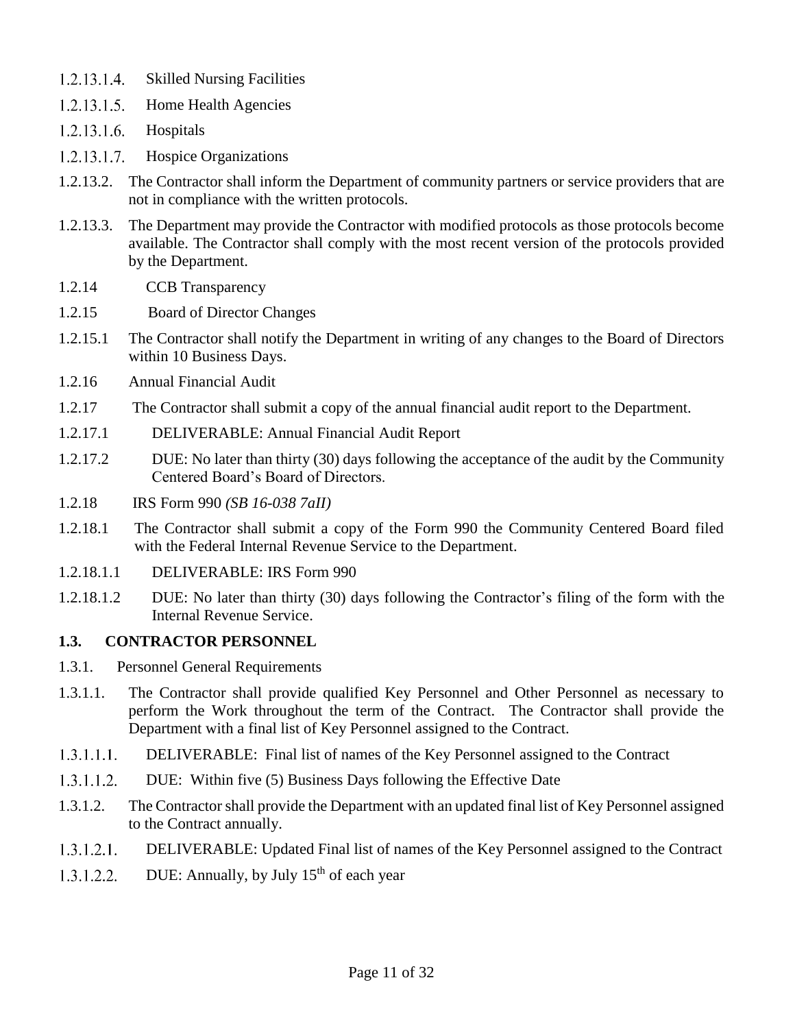1.2.13.1.4. Skilled Nursing Facilities

1.2.13.1.5. Home Health Agencies

1.2.13.1.6. Hospitals

1.2.13.1.7. Hospice Organizations

1.2.13.2. The Contractor shall inform the Department of community partners or service providers that are not in compliance with the written protocols.

1.2.13.3. The Department may provide the Contractor with modified protocols as those protocols become available. The Contractor shall comply with the most recent version of the protocols provided by the Department.

1.2.14 CCB Transparency

1.2.15 Board of Director Changes

1.2.15.1 The Contractor shall notify the Department in writing of any changes to the Board of Directors within 10 Business Days.

1.2.16 Annual Financial Audit

1.2.17 The Contractor shall submit a copy of the annual financial audit report to the Department.

1.2.17.1 DELIVERABLE: Annual Financial Audit Report

1.2.17.2 DUE: No later than thirty (30) days following the acceptance of the audit by the Community Centered Board's Board of Directors.

1.2.18 IRS Form 990 *(SB 16-038 7aII)*

1.2.18.1 The Contractor shall submit a copy of the Form 990 the Community Centered Board filed with the Federal Internal Revenue Service to the Department.

1.2.18.1.1 DELIVERABLE: IRS Form 990

1.2.18.1.2 DUE: No later than thirty (30) days following the Contractor's filing of the form with the Internal Revenue Service.

## 1.3. CONTRACTOR PERSONNEL

1.3.1. Personnel General Requirements

1.3.1.1. The Contractor shall provide qualified Key Personnel and Other Personnel as necessary to perform the Work throughout the term of the Contract. The Contractor shall provide the Department with a final list of Key Personnel assigned to the Contract.

1.3.1.1.1. DELIVERABLE: Final list of names of the Key Personnel assigned to the Contract

1.3.1.1.2. DUE: Within five (5) Business Days following the Effective Date

1.3.1.2. The Contractor shall provide the Department with an updated final list of Key Personnel assigned to the Contract annually.

1.3.1.2.1. DELIVERABLE: Updated Final list of names of the Key Personnel assigned to the Contract

1.3.1.2.2. DUE: Annually, by July 15th of each year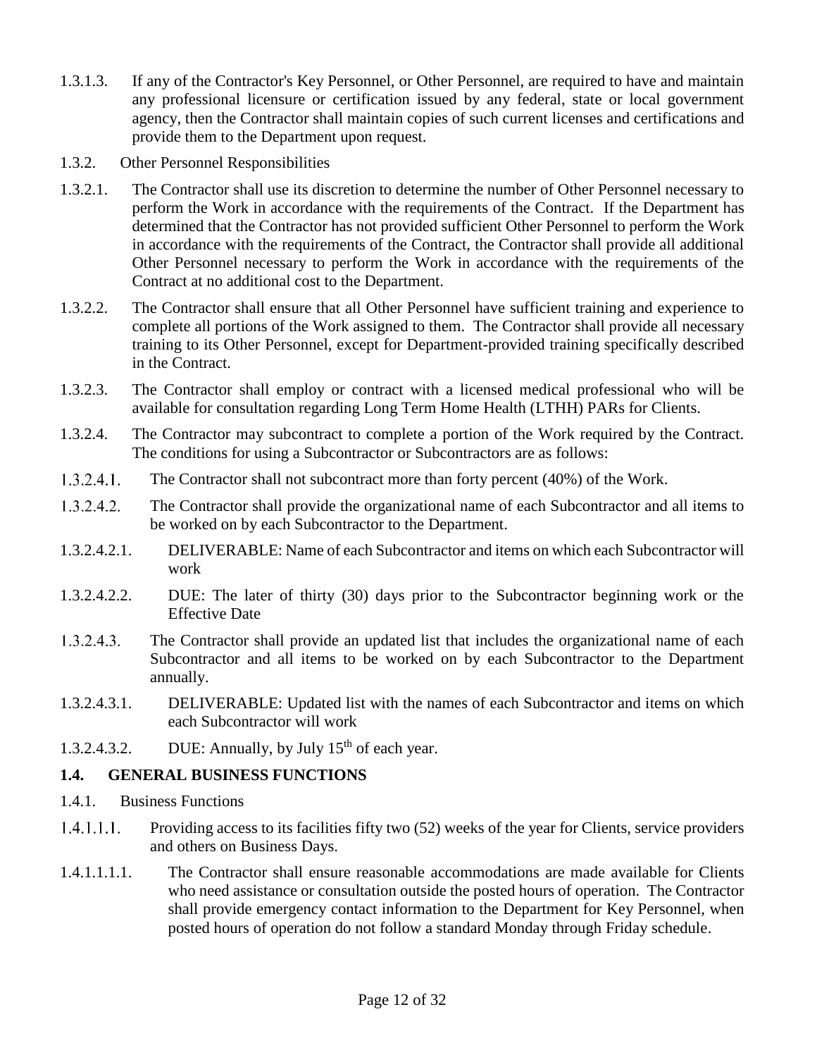1.3.1.3. If any of the Contractor's Key Personnel, or Other Personnel, are required to have and maintain any professional licensure or certification issued by any federal, state or local government agency, then the Contractor shall maintain copies of such current licenses and certifications and provide them to the Department upon request.

1.3.2. Other Personnel Responsibilities

1.3.2.1. The Contractor shall use its discretion to determine the number of Other Personnel necessary to perform the Work in accordance with the requirements of the Contract. If the Department has determined that the Contractor has not provided sufficient Other Personnel to perform the Work in accordance with the requirements of the Contract, the Contractor shall provide all additional Other Personnel necessary to perform the Work in accordance with the requirements of the Contract at no additional cost to the Department.

1.3.2.2. The Contractor shall ensure that all Other Personnel have sufficient training and experience to complete all portions of the Work assigned to them. The Contractor shall provide all necessary training to its Other Personnel, except for Department-provided training specifically described in the Contract.

1.3.2.3. The Contractor shall employ or contract with a licensed medical professional who will be available for consultation regarding Long Term Home Health (LTHH) PARs for Clients.

1.3.2.4. The Contractor may subcontract to complete a portion of the Work required by the Contract. The conditions for using a Subcontractor or Subcontractors are as follows:

1.3.2.4.1. The Contractor shall not subcontract more than forty percent (40%) of the Work.

1.3.2.4.2. The Contractor shall provide the organizational name of each Subcontractor and all items to be worked on by each Subcontractor to the Department.

1.3.2.4.2.1. DELIVERABLE: Name of each Subcontractor and items on which each Subcontractor will work

1.3.2.4.2.2. DUE: The later of thirty (30) days prior to the Subcontractor beginning work or the Effective Date

1.3.2.4.3. The Contractor shall provide an updated list that includes the organizational name of each Subcontractor and all items to be worked on by each Subcontractor to the Department annually.

1.3.2.4.3.1. DELIVERABLE: Updated list with the names of each Subcontractor and items on which each Subcontractor will work

1.3.2.4.3.2. DUE: Annually, by July 15th of each year.

## 1.4. GENERAL BUSINESS FUNCTIONS

1.4.1. Business Functions

1.4.1.1.1. Providing access to its facilities fifty two (52) weeks of the year for Clients, service providers and others on Business Days.

1.4.1.1.1.1. The Contractor shall ensure reasonable accommodations are made available for Clients who need assistance or consultation outside the posted hours of operation. The Contractor shall provide emergency contact information to the Department for Key Personnel, when posted hours of operation do not follow a standard Monday through Friday schedule.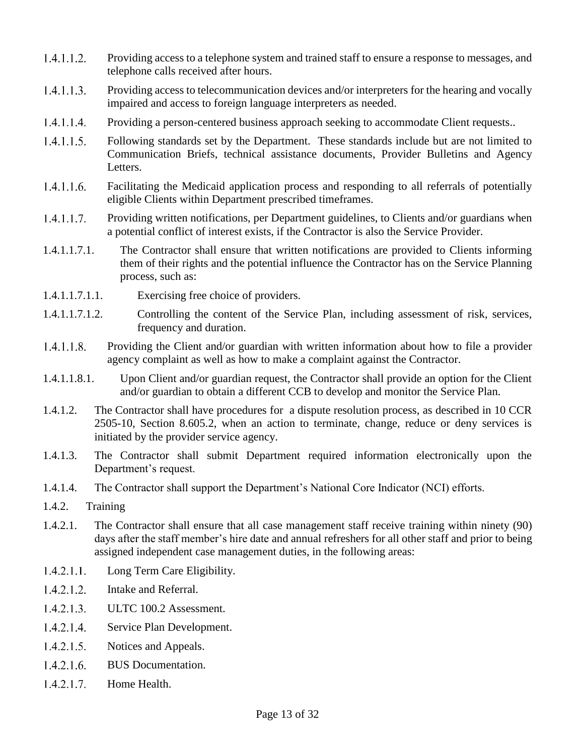1.4.1.1.2. Providing access to a telephone system and trained staff to ensure a response to messages, and telephone calls received after hours.

1.4.1.1.3. Providing access to telecommunication devices and/or interpreters for the hearing and vocally impaired and access to foreign language interpreters as needed.

1.4.1.1.4. Providing a person-centered business approach seeking to accommodate Client requests..

1.4.1.1.5. Following standards set by the Department. These standards include but are not limited to Communication Briefs, technical assistance documents, Provider Bulletins and Agency Letters.

1.4.1.1.6. Facilitating the Medicaid application process and responding to all referrals of potentially eligible Clients within Department prescribed timeframes.

1.4.1.1.7. Providing written notifications, per Department guidelines, to Clients and/or guardians when a potential conflict of interest exists, if the Contractor is also the Service Provider.

1.4.1.1.7.1. The Contractor shall ensure that written notifications are provided to Clients informing them of their rights and the potential influence the Contractor has on the Service Planning process, such as:

1.4.1.1.7.1.1. Exercising free choice of providers.

1.4.1.1.7.1.2. Controlling the content of the Service Plan, including assessment of risk, services, frequency and duration.

1.4.1.1.8. Providing the Client and/or guardian with written information about how to file a provider agency complaint as well as how to make a complaint against the Contractor.

1.4.1.1.8.1. Upon Client and/or guardian request, the Contractor shall provide an option for the Client and/or guardian to obtain a different CCB to develop and monitor the Service Plan.

1.4.1.2. The Contractor shall have procedures for a dispute resolution process, as described in 10 CCR 2505-10, Section 8.605.2, when an action to terminate, change, reduce or deny services is initiated by the provider service agency.

1.4.1.3. The Contractor shall submit Department required information electronically upon the Department's request.

1.4.1.4. The Contractor shall support the Department's National Core Indicator (NCI) efforts.

1.4.2. Training

1.4.2.1. The Contractor shall ensure that all case management staff receive training within ninety (90) days after the staff member's hire date and annual refreshers for all other staff and prior to being assigned independent case management duties, in the following areas:

1.4.2.1.1. Long Term Care Eligibility.

1.4.2.1.2. Intake and Referral.

1.4.2.1.3. ULTC 100.2 Assessment.

1.4.2.1.4. Service Plan Development.

1.4.2.1.5. Notices and Appeals.

1.4.2.1.6. BUS Documentation.

1.4.2.1.7. Home Health.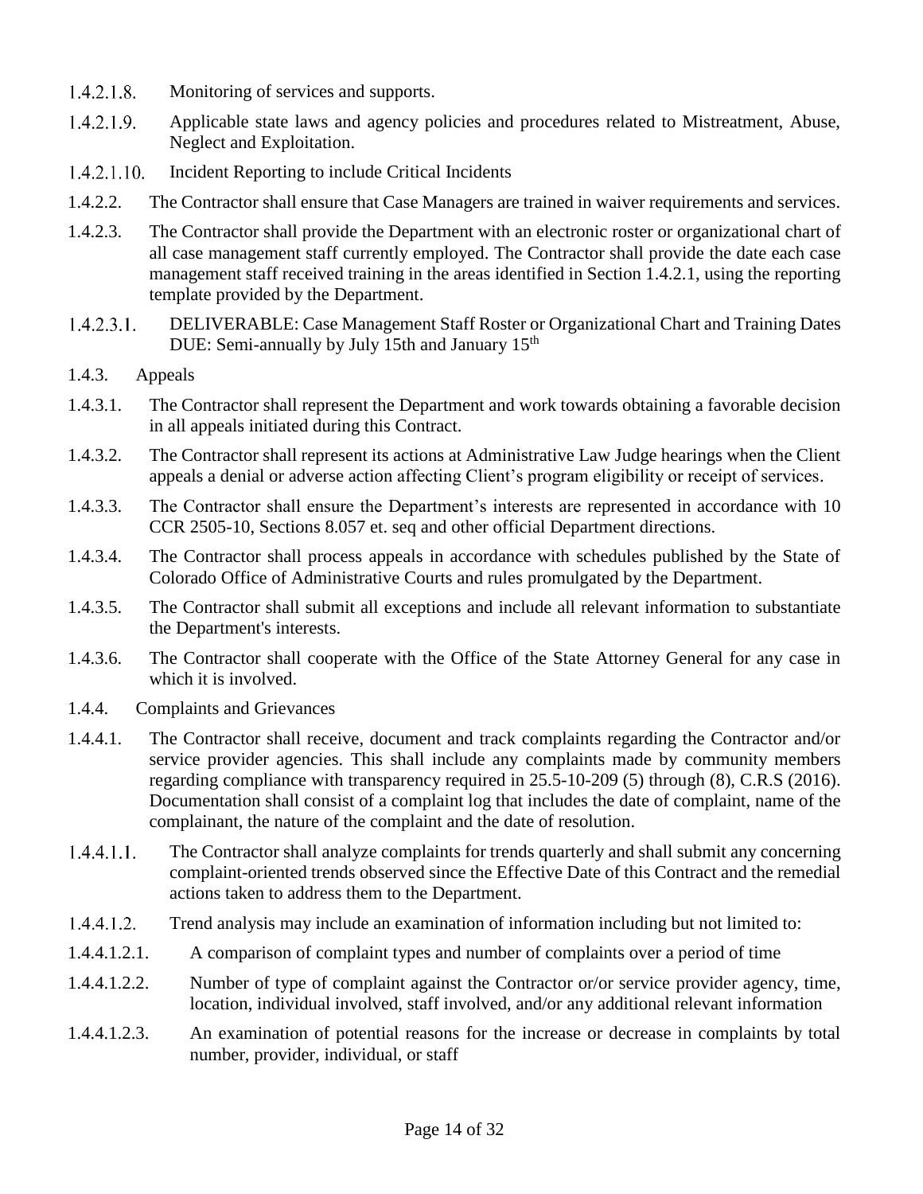1.4.2.1.8. Monitoring of services and supports.

1.4.2.1.9. Applicable state laws and agency policies and procedures related to Mistreatment, Abuse, Neglect and Exploitation.

1.4.2.1.10. Incident Reporting to include Critical Incidents

1.4.2.2. The Contractor shall ensure that Case Managers are trained in waiver requirements and services.

1.4.2.3. The Contractor shall provide the Department with an electronic roster or organizational chart of all case management staff currently employed. The Contractor shall provide the date each case management staff received training in the areas identified in Section 1.4.2.1, using the reporting template provided by the Department.

1.4.2.3.1. DELIVERABLE: Case Management Staff Roster or Organizational Chart and Training Dates DUE: Semi-annually by July 15th and January 15th

1.4.3. Appeals

1.4.3.1. The Contractor shall represent the Department and work towards obtaining a favorable decision in all appeals initiated during this Contract.

1.4.3.2. The Contractor shall represent its actions at Administrative Law Judge hearings when the Client appeals a denial or adverse action affecting Client's program eligibility or receipt of services.

1.4.3.3. The Contractor shall ensure the Department's interests are represented in accordance with 10 CCR 2505-10, Sections 8.057 et. seq and other official Department directions.

1.4.3.4. The Contractor shall process appeals in accordance with schedules published by the State of Colorado Office of Administrative Courts and rules promulgated by the Department.

1.4.3.5. The Contractor shall submit all exceptions and include all relevant information to substantiate the Department's interests.

1.4.3.6. The Contractor shall cooperate with the Office of the State Attorney General for any case in which it is involved.

1.4.4. Complaints and Grievances

1.4.4.1. The Contractor shall receive, document and track complaints regarding the Contractor and/or service provider agencies. This shall include any complaints made by community members regarding compliance with transparency required in 25.5-10-209 (5) through (8), C.R.S (2016). Documentation shall consist of a complaint log that includes the date of complaint, name of the complainant, the nature of the complaint and the date of resolution.

1.4.4.1.1. The Contractor shall analyze complaints for trends quarterly and shall submit any concerning complaint-oriented trends observed since the Effective Date of this Contract and the remedial actions taken to address them to the Department.

1.4.4.1.2. Trend analysis may include an examination of information including but not limited to:

1.4.4.1.2.1. A comparison of complaint types and number of complaints over a period of time

1.4.4.1.2.2. Number of type of complaint against the Contractor or/or service provider agency, time, location, individual involved, staff involved, and/or any additional relevant information

1.4.4.1.2.3. An examination of potential reasons for the increase or decrease in complaints by total number, provider, individual, or staff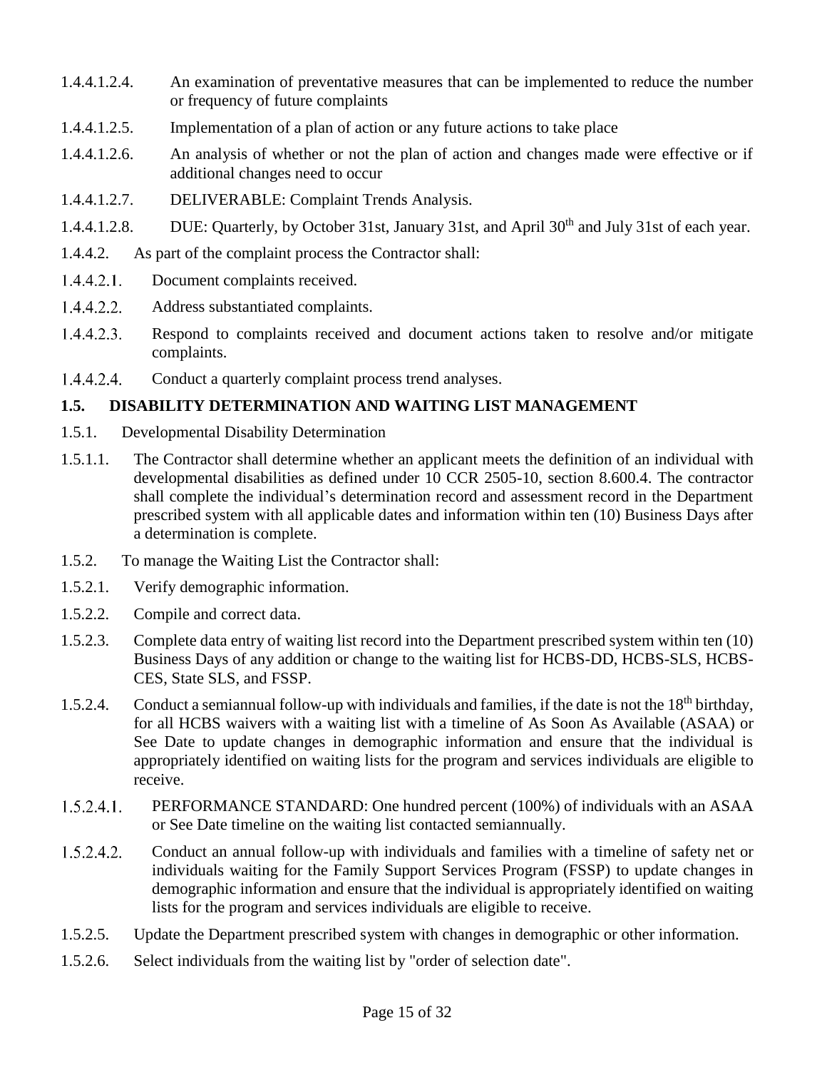1.4.4.1.2.4. An examination of preventative measures that can be implemented to reduce the number or frequency of future complaints

1.4.4.1.2.5. Implementation of a plan of action or any future actions to take place

1.4.4.1.2.6. An analysis of whether or not the plan of action and changes made were effective or if additional changes need to occur

1.4.4.1.2.7. DELIVERABLE: Complaint Trends Analysis.

1.4.4.1.2.8. DUE: Quarterly, by October 31st, January 31st, and April 30th and July 31st of each year.

1.4.4.2. As part of the complaint process the Contractor shall:

1.4.4.2.1. Document complaints received.

1.4.4.2.2. Address substantiated complaints.

1.4.4.2.3. Respond to complaints received and document actions taken to resolve and/or mitigate complaints.

1.4.4.2.4. Conduct a quarterly complaint process trend analyses.

**1.5. DISABILITY DETERMINATION AND WAITING LIST MANAGEMENT**

1.5.1. Developmental Disability Determination

1.5.1.1. The Contractor shall determine whether an applicant meets the definition of an individual with developmental disabilities as defined under 10 CCR 2505-10, section 8.600.4. The contractor shall complete the individual's determination record and assessment record in the Department prescribed system with all applicable dates and information within ten (10) Business Days after a determination is complete.

1.5.2. To manage the Waiting List the Contractor shall:

1.5.2.1. Verify demographic information.

1.5.2.2. Compile and correct data.

1.5.2.3. Complete data entry of waiting list record into the Department prescribed system within ten (10) Business Days of any addition or change to the waiting list for HCBS-DD, HCBS-SLS, HCBS-CES, State SLS, and FSSP.

1.5.2.4. Conduct a semiannual follow-up with individuals and families, if the date is not the 18th birthday, for all HCBS waivers with a waiting list with a timeline of As Soon As Available (ASAA) or See Date to update changes in demographic information and ensure that the individual is appropriately identified on waiting lists for the program and services individuals are eligible to receive.

1.5.2.4.1. PERFORMANCE STANDARD: One hundred percent (100%) of individuals with an ASAA or See Date timeline on the waiting list contacted semiannually.

1.5.2.4.2. Conduct an annual follow-up with individuals and families with a timeline of safety net or individuals waiting for the Family Support Services Program (FSSP) to update changes in demographic information and ensure that the individual is appropriately identified on waiting lists for the program and services individuals are eligible to receive.

1.5.2.5. Update the Department prescribed system with changes in demographic or other information.

1.5.2.6. Select individuals from the waiting list by "order of selection date".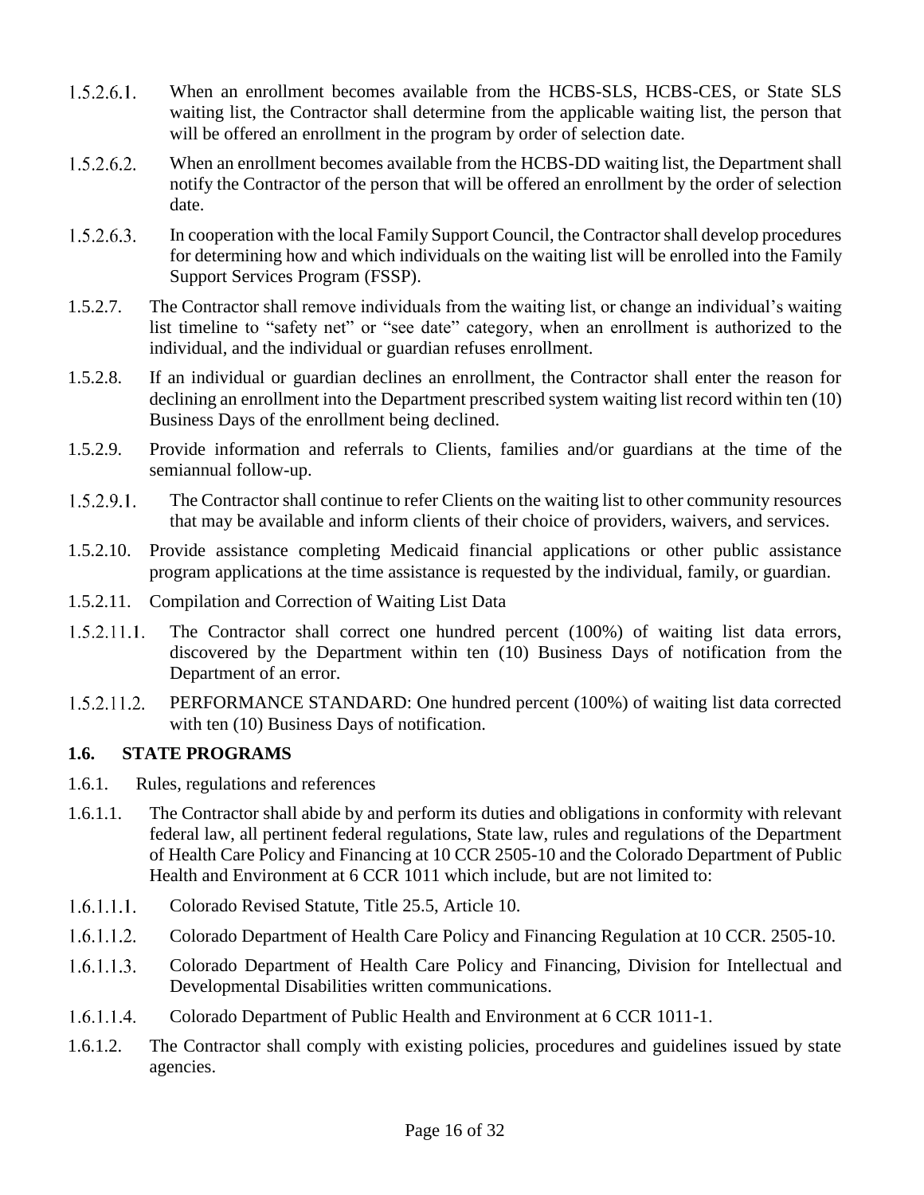1.5.2.6.1. When an enrollment becomes available from the HCBS-SLS, HCBS-CES, or State SLS waiting list, the Contractor shall determine from the applicable waiting list, the person that will be offered an enrollment in the program by order of selection date.

1.5.2.6.2. When an enrollment becomes available from the HCBS-DD waiting list, the Department shall notify the Contractor of the person that will be offered an enrollment by the order of selection date.

1.5.2.6.3. In cooperation with the local Family Support Council, the Contractor shall develop procedures for determining how and which individuals on the waiting list will be enrolled into the Family Support Services Program (FSSP).

1.5.2.7. The Contractor shall remove individuals from the waiting list, or change an individual's waiting list timeline to "safety net" or "see date" category, when an enrollment is authorized to the individual, and the individual or guardian refuses enrollment.

1.5.2.8. If an individual or guardian declines an enrollment, the Contractor shall enter the reason for declining an enrollment into the Department prescribed system waiting list record within ten (10) Business Days of the enrollment being declined.

1.5.2.9. Provide information and referrals to Clients, families and/or guardians at the time of the semiannual follow-up.

1.5.2.9.1. The Contractor shall continue to refer Clients on the waiting list to other community resources that may be available and inform clients of their choice of providers, waivers, and services.

1.5.2.10. Provide assistance completing Medicaid financial applications or other public assistance program applications at the time assistance is requested by the individual, family, or guardian.

1.5.2.11. Compilation and Correction of Waiting List Data

1.5.2.11.1. The Contractor shall correct one hundred percent (100%) of waiting list data errors, discovered by the Department within ten (10) Business Days of notification from the Department of an error.

1.5.2.11.2. PERFORMANCE STANDARD: One hundred percent (100%) of waiting list data corrected with ten (10) Business Days of notification.

## 1.6. STATE PROGRAMS

1.6.1. Rules, regulations and references

1.6.1.1. The Contractor shall abide by and perform its duties and obligations in conformity with relevant federal law, all pertinent federal regulations, State law, rules and regulations of the Department of Health Care Policy and Financing at 10 CCR 2505-10 and the Colorado Department of Public Health and Environment at 6 CCR 1011 which include, but are not limited to:

1.6.1.1.1. Colorado Revised Statute, Title 25.5, Article 10.

1.6.1.1.2. Colorado Department of Health Care Policy and Financing Regulation at 10 CCR. 2505-10.

1.6.1.1.3. Colorado Department of Health Care Policy and Financing, Division for Intellectual and Developmental Disabilities written communications.

1.6.1.1.4. Colorado Department of Public Health and Environment at 6 CCR 1011-1.

1.6.1.2. The Contractor shall comply with existing policies, procedures and guidelines issued by state agencies.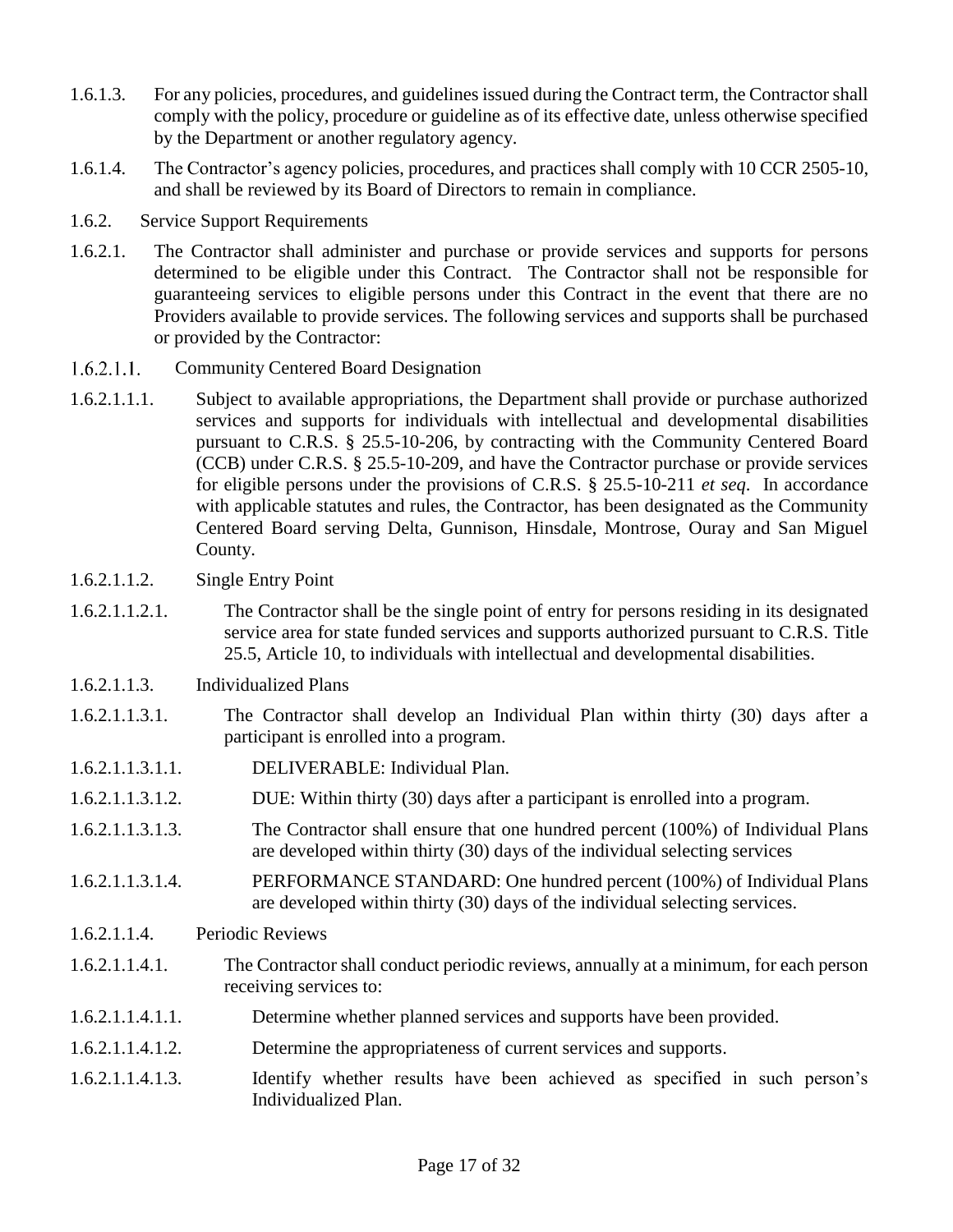1.6.1.3. For any policies, procedures, and guidelines issued during the Contract term, the Contractor shall comply with the policy, procedure or guideline as of its effective date, unless otherwise specified by the Department or another regulatory agency.

1.6.1.4. The Contractor's agency policies, procedures, and practices shall comply with 10 CCR 2505-10, and shall be reviewed by its Board of Directors to remain in compliance.

1.6.2. Service Support Requirements

1.6.2.1. The Contractor shall administer and purchase or provide services and supports for persons determined to be eligible under this Contract. The Contractor shall not be responsible for guaranteeing services to eligible persons under this Contract in the event that there are no Providers available to provide services. The following services and supports shall be purchased or provided by the Contractor:

1.6.2.1.1. Community Centered Board Designation

1.6.2.1.1.1. Subject to available appropriations, the Department shall provide or purchase authorized services and supports for individuals with intellectual and developmental disabilities pursuant to C.R.S. § 25.5-10-206, by contracting with the Community Centered Board (CCB) under C.R.S. § 25.5-10-209, and have the Contractor purchase or provide services for eligible persons under the provisions of C.R.S. § 25.5-10-211 *et seq*. In accordance with applicable statutes and rules, the Contractor, has been designated as the Community Centered Board serving Delta, Gunnison, Hinsdale, Montrose, Ouray and San Miguel County.

1.6.2.1.1.2. Single Entry Point

1.6.2.1.1.2.1. The Contractor shall be the single point of entry for persons residing in its designated service area for state funded services and supports authorized pursuant to C.R.S. Title 25.5, Article 10, to individuals with intellectual and developmental disabilities.

1.6.2.1.1.3. Individualized Plans

1.6.2.1.1.3.1. The Contractor shall develop an Individual Plan within thirty (30) days after a participant is enrolled into a program.

1.6.2.1.1.3.1.1. DELIVERABLE: Individual Plan.

1.6.2.1.1.3.1.2. DUE: Within thirty (30) days after a participant is enrolled into a program.

1.6.2.1.1.3.1.3. The Contractor shall ensure that one hundred percent (100%) of Individual Plans are developed within thirty (30) days of the individual selecting services

1.6.2.1.1.3.1.4. PERFORMANCE STANDARD: One hundred percent (100%) of Individual Plans are developed within thirty (30) days of the individual selecting services.

1.6.2.1.1.4. Periodic Reviews

1.6.2.1.1.4.1. The Contractor shall conduct periodic reviews, annually at a minimum, for each person receiving services to:

1.6.2.1.1.4.1.1. Determine whether planned services and supports have been provided.

1.6.2.1.1.4.1.2. Determine the appropriateness of current services and supports.

1.6.2.1.1.4.1.3. Identify whether results have been achieved as specified in such person's Individualized Plan.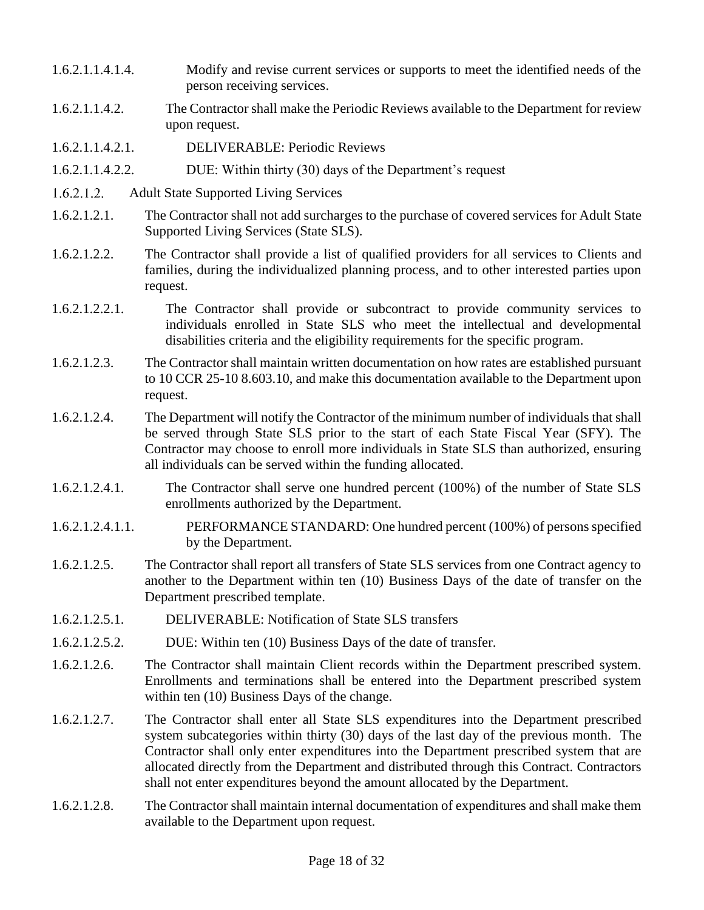1.6.2.1.1.4.1.4. Modify and revise current services or supports to meet the identified needs of the person receiving services.

1.6.2.1.1.4.2. The Contractor shall make the Periodic Reviews available to the Department for review upon request.

1.6.2.1.1.4.2.1. DELIVERABLE: Periodic Reviews

1.6.2.1.1.4.2.2. DUE: Within thirty (30) days of the Department's request

1.6.2.1.2. Adult State Supported Living Services

1.6.2.1.2.1. The Contractor shall not add surcharges to the purchase of covered services for Adult State Supported Living Services (State SLS).

1.6.2.1.2.2. The Contractor shall provide a list of qualified providers for all services to Clients and families, during the individualized planning process, and to other interested parties upon request.

1.6.2.1.2.2.1. The Contractor shall provide or subcontract to provide community services to individuals enrolled in State SLS who meet the intellectual and developmental disabilities criteria and the eligibility requirements for the specific program.

1.6.2.1.2.3. The Contractor shall maintain written documentation on how rates are established pursuant to 10 CCR 25-10 8.603.10, and make this documentation available to the Department upon request.

1.6.2.1.2.4. The Department will notify the Contractor of the minimum number of individuals that shall be served through State SLS prior to the start of each State Fiscal Year (SFY). The Contractor may choose to enroll more individuals in State SLS than authorized, ensuring all individuals can be served within the funding allocated.

1.6.2.1.2.4.1. The Contractor shall serve one hundred percent (100%) of the number of State SLS enrollments authorized by the Department.

1.6.2.1.2.4.1.1. PERFORMANCE STANDARD: One hundred percent (100%) of persons specified by the Department.

1.6.2.1.2.5. The Contractor shall report all transfers of State SLS services from one Contract agency to another to the Department within ten (10) Business Days of the date of transfer on the Department prescribed template.

1.6.2.1.2.5.1. DELIVERABLE: Notification of State SLS transfers

1.6.2.1.2.5.2. DUE: Within ten (10) Business Days of the date of transfer.

1.6.2.1.2.6. The Contractor shall maintain Client records within the Department prescribed system. Enrollments and terminations shall be entered into the Department prescribed system within ten (10) Business Days of the change.

1.6.2.1.2.7. The Contractor shall enter all State SLS expenditures into the Department prescribed system subcategories within thirty (30) days of the last day of the previous month. The Contractor shall only enter expenditures into the Department prescribed system that are allocated directly from the Department and distributed through this Contract. Contractors shall not enter expenditures beyond the amount allocated by the Department.

1.6.2.1.2.8. The Contractor shall maintain internal documentation of expenditures and shall make them available to the Department upon request.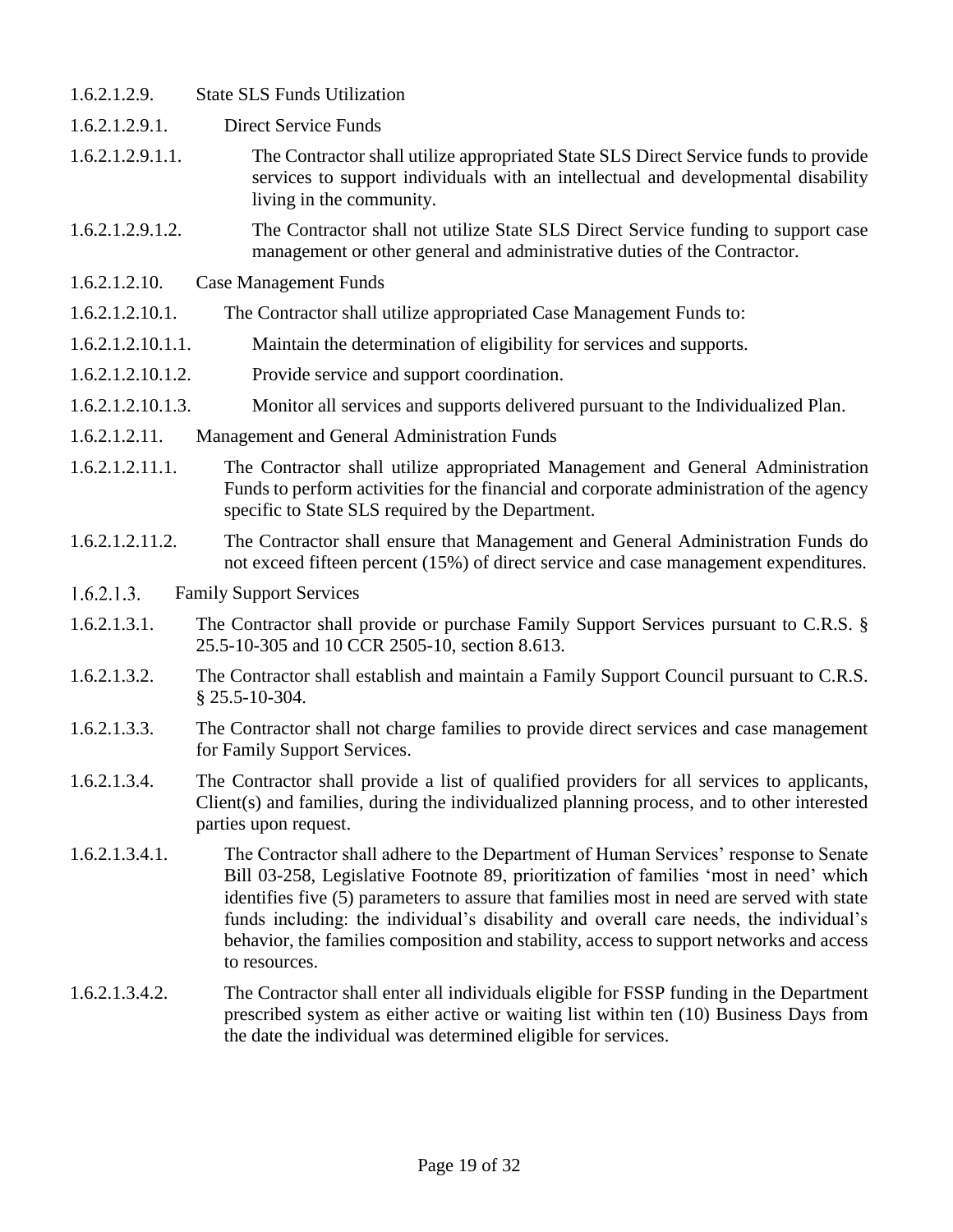1.6.2.1.2.9. State SLS Funds Utilization

1.6.2.1.2.9.1. Direct Service Funds

1.6.2.1.2.9.1.1. The Contractor shall utilize appropriated State SLS Direct Service funds to provide services to support individuals with an intellectual and developmental disability living in the community.

1.6.2.1.2.9.1.2. The Contractor shall not utilize State SLS Direct Service funding to support case management or other general and administrative duties of the Contractor.

1.6.2.1.2.10. Case Management Funds

1.6.2.1.2.10.1. The Contractor shall utilize appropriated Case Management Funds to:

1.6.2.1.2.10.1.1. Maintain the determination of eligibility for services and supports.

1.6.2.1.2.10.1.2. Provide service and support coordination.

1.6.2.1.2.10.1.3. Monitor all services and supports delivered pursuant to the Individualized Plan.

1.6.2.1.2.11. Management and General Administration Funds

1.6.2.1.2.11.1. The Contractor shall utilize appropriated Management and General Administration Funds to perform activities for the financial and corporate administration of the agency specific to State SLS required by the Department.

1.6.2.1.2.11.2. The Contractor shall ensure that Management and General Administration Funds do not exceed fifteen percent (15%) of direct service and case management expenditures.

1.6.2.1.3. Family Support Services

1.6.2.1.3.1. The Contractor shall provide or purchase Family Support Services pursuant to C.R.S. § 25.5-10-305 and 10 CCR 2505-10, section 8.613.

1.6.2.1.3.2. The Contractor shall establish and maintain a Family Support Council pursuant to C.R.S. § 25.5-10-304.

1.6.2.1.3.3. The Contractor shall not charge families to provide direct services and case management for Family Support Services.

1.6.2.1.3.4. The Contractor shall provide a list of qualified providers for all services to applicants, Client(s) and families, during the individualized planning process, and to other interested parties upon request.

1.6.2.1.3.4.1. The Contractor shall adhere to the Department of Human Services' response to Senate Bill 03-258, Legislative Footnote 89, prioritization of families 'most in need' which identifies five (5) parameters to assure that families most in need are served with state funds including: the individual's disability and overall care needs, the individual's behavior, the families composition and stability, access to support networks and access to resources.

1.6.2.1.3.4.2. The Contractor shall enter all individuals eligible for FSSP funding in the Department prescribed system as either active or waiting list within ten (10) Business Days from the date the individual was determined eligible for services.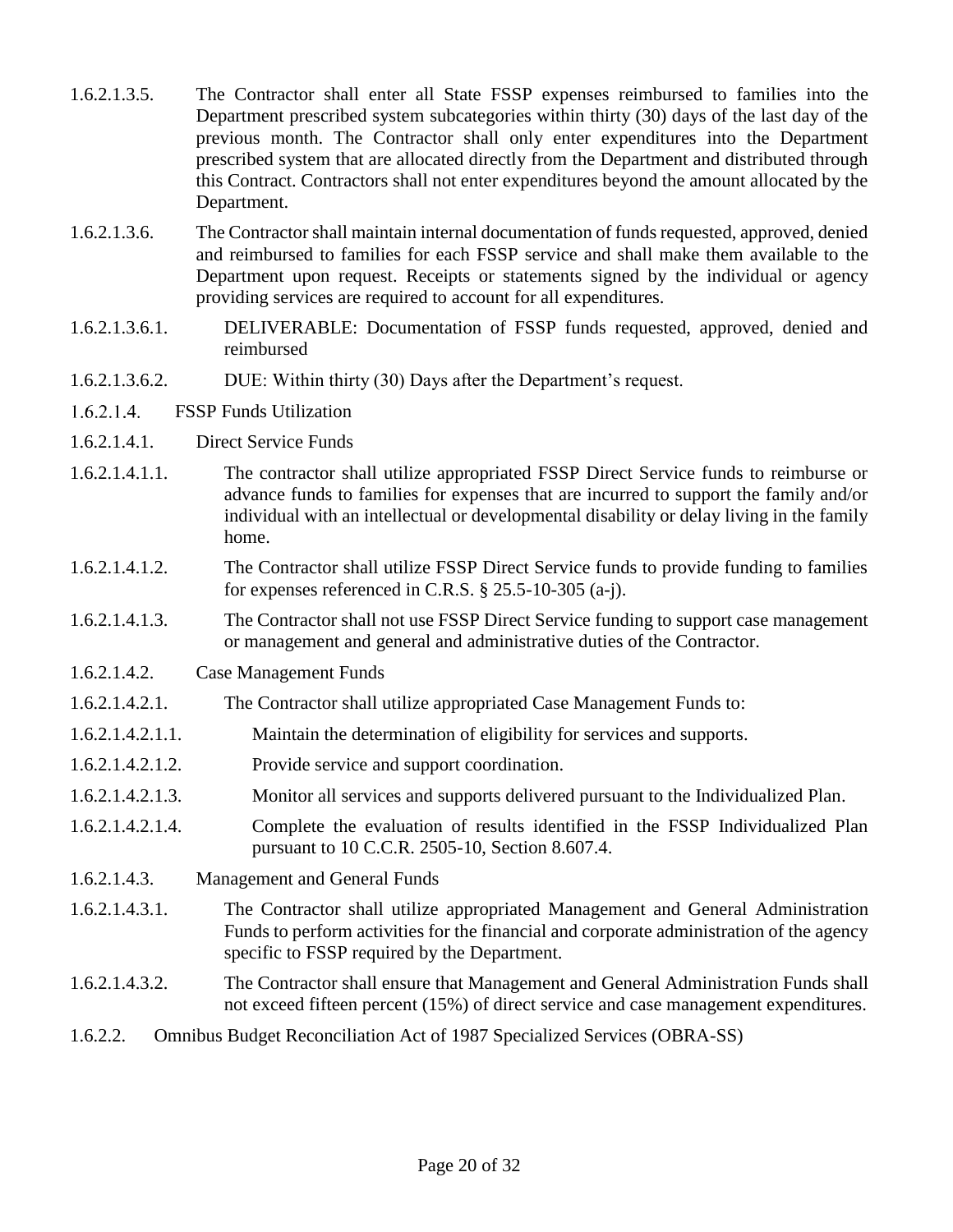1.6.2.1.3.5. The Contractor shall enter all State FSSP expenses reimbursed to families into the Department prescribed system subcategories within thirty (30) days of the last day of the previous month. The Contractor shall only enter expenditures into the Department prescribed system that are allocated directly from the Department and distributed through this Contract. Contractors shall not enter expenditures beyond the amount allocated by the Department.

1.6.2.1.3.6. The Contractor shall maintain internal documentation of funds requested, approved, denied and reimbursed to families for each FSSP service and shall make them available to the Department upon request. Receipts or statements signed by the individual or agency providing services are required to account for all expenditures.

1.6.2.1.3.6.1. DELIVERABLE: Documentation of FSSP funds requested, approved, denied and reimbursed

1.6.2.1.3.6.2. DUE: Within thirty (30) Days after the Department's request.

1.6.2.1.4. FSSP Funds Utilization

1.6.2.1.4.1. Direct Service Funds

1.6.2.1.4.1.1. The contractor shall utilize appropriated FSSP Direct Service funds to reimburse or advance funds to families for expenses that are incurred to support the family and/or individual with an intellectual or developmental disability or delay living in the family home.

1.6.2.1.4.1.2. The Contractor shall utilize FSSP Direct Service funds to provide funding to families for expenses referenced in C.R.S. § 25.5-10-305 (a-j).

1.6.2.1.4.1.3. The Contractor shall not use FSSP Direct Service funding to support case management or management and general and administrative duties of the Contractor.

1.6.2.1.4.2. Case Management Funds

1.6.2.1.4.2.1. The Contractor shall utilize appropriated Case Management Funds to:

1.6.2.1.4.2.1.1. Maintain the determination of eligibility for services and supports.

1.6.2.1.4.2.1.2. Provide service and support coordination.

1.6.2.1.4.2.1.3. Monitor all services and supports delivered pursuant to the Individualized Plan.

1.6.2.1.4.2.1.4. Complete the evaluation of results identified in the FSSP Individualized Plan pursuant to 10 C.C.R. 2505-10, Section 8.607.4.

1.6.2.1.4.3. Management and General Funds

1.6.2.1.4.3.1. The Contractor shall utilize appropriated Management and General Administration Funds to perform activities for the financial and corporate administration of the agency specific to FSSP required by the Department.

1.6.2.1.4.3.2. The Contractor shall ensure that Management and General Administration Funds shall not exceed fifteen percent (15%) of direct service and case management expenditures.

1.6.2.2. Omnibus Budget Reconciliation Act of 1987 Specialized Services (OBRA-SS)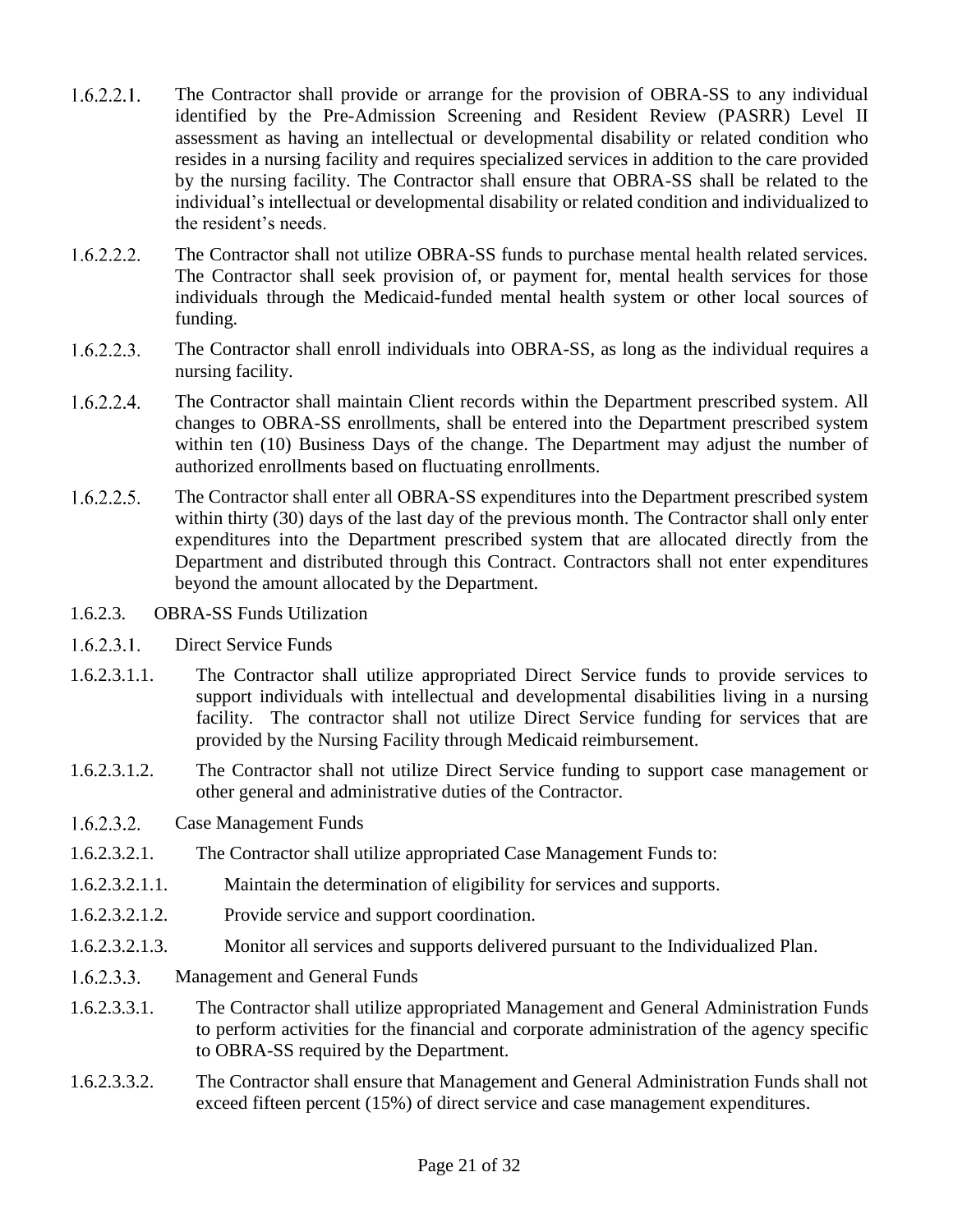1.6.2.2.1. The Contractor shall provide or arrange for the provision of OBRA-SS to any individual identified by the Pre-Admission Screening and Resident Review (PASRR) Level II assessment as having an intellectual or developmental disability or related condition who resides in a nursing facility and requires specialized services in addition to the care provided by the nursing facility. The Contractor shall ensure that OBRA-SS shall be related to the individual's intellectual or developmental disability or related condition and individualized to the resident's needs.

1.6.2.2.2. The Contractor shall not utilize OBRA-SS funds to purchase mental health related services. The Contractor shall seek provision of, or payment for, mental health services for those individuals through the Medicaid-funded mental health system or other local sources of funding.

1.6.2.2.3. The Contractor shall enroll individuals into OBRA-SS, as long as the individual requires a nursing facility.

1.6.2.2.4. The Contractor shall maintain Client records within the Department prescribed system. All changes to OBRA-SS enrollments, shall be entered into the Department prescribed system within ten (10) Business Days of the change. The Department may adjust the number of authorized enrollments based on fluctuating enrollments.

1.6.2.2.5. The Contractor shall enter all OBRA-SS expenditures into the Department prescribed system within thirty (30) days of the last day of the previous month. The Contractor shall only enter expenditures into the Department prescribed system that are allocated directly from the Department and distributed through this Contract. Contractors shall not enter expenditures beyond the amount allocated by the Department.

1.6.2.3. OBRA-SS Funds Utilization

1.6.2.3.1. Direct Service Funds

1.6.2.3.1.1. The Contractor shall utilize appropriated Direct Service funds to provide services to support individuals with intellectual and developmental disabilities living in a nursing facility. The contractor shall not utilize Direct Service funding for services that are provided by the Nursing Facility through Medicaid reimbursement.

1.6.2.3.1.2. The Contractor shall not utilize Direct Service funding to support case management or other general and administrative duties of the Contractor.

1.6.2.3.2. Case Management Funds

1.6.2.3.2.1. The Contractor shall utilize appropriated Case Management Funds to:

1.6.2.3.2.1.1. Maintain the determination of eligibility for services and supports.

1.6.2.3.2.1.2. Provide service and support coordination.

1.6.2.3.2.1.3. Monitor all services and supports delivered pursuant to the Individualized Plan.

1.6.2.3.3. Management and General Funds

1.6.2.3.3.1. The Contractor shall utilize appropriated Management and General Administration Funds to perform activities for the financial and corporate administration of the agency specific to OBRA-SS required by the Department.

1.6.2.3.3.2. The Contractor shall ensure that Management and General Administration Funds shall not exceed fifteen percent (15%) of direct service and case management expenditures.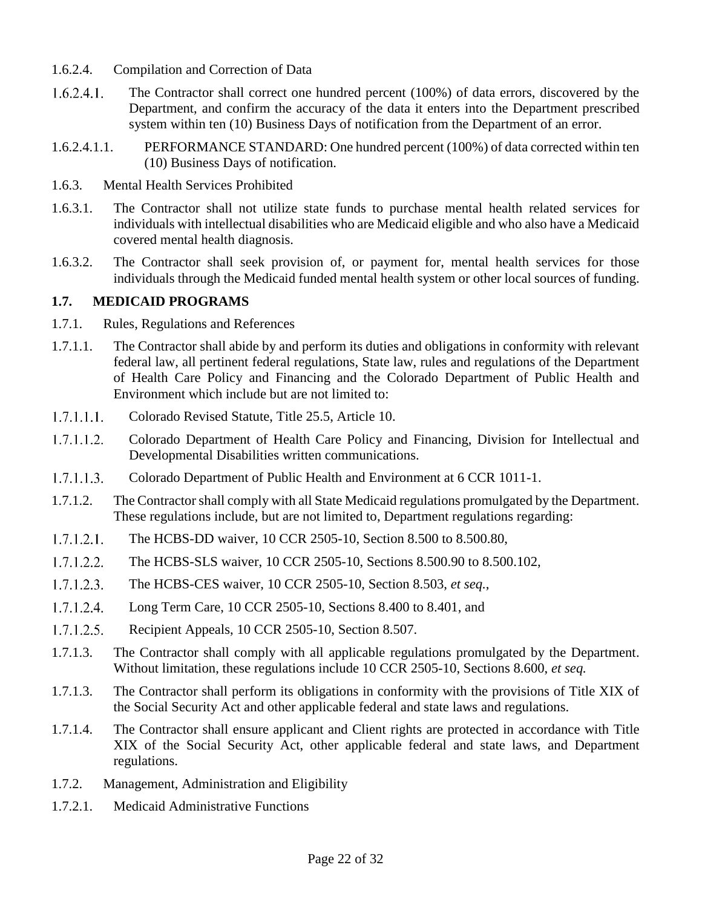1.6.2.4. Compilation and Correction of Data

1.6.2.4.1. The Contractor shall correct one hundred percent (100%) of data errors, discovered by the Department, and confirm the accuracy of the data it enters into the Department prescribed system within ten (10) Business Days of notification from the Department of an error.

1.6.2.4.1.1. PERFORMANCE STANDARD: One hundred percent (100%) of data corrected within ten (10) Business Days of notification.

1.6.3. Mental Health Services Prohibited

1.6.3.1. The Contractor shall not utilize state funds to purchase mental health related services for individuals with intellectual disabilities who are Medicaid eligible and who also have a Medicaid covered mental health diagnosis.

1.6.3.2. The Contractor shall seek provision of, or payment for, mental health services for those individuals through the Medicaid funded mental health system or other local sources of funding.

## 1.7. MEDICAID PROGRAMS

1.7.1. Rules, Regulations and References

1.7.1.1. The Contractor shall abide by and perform its duties and obligations in conformity with relevant federal law, all pertinent federal regulations, State law, rules and regulations of the Department of Health Care Policy and Financing and the Colorado Department of Public Health and Environment which include but are not limited to:

1.7.1.1.1. Colorado Revised Statute, Title 25.5, Article 10.

1.7.1.1.2. Colorado Department of Health Care Policy and Financing, Division for Intellectual and Developmental Disabilities written communications.

1.7.1.1.3. Colorado Department of Public Health and Environment at 6 CCR 1011-1.

1.7.1.2. The Contractor shall comply with all State Medicaid regulations promulgated by the Department. These regulations include, but are not limited to, Department regulations regarding:

1.7.1.2.1. The HCBS-DD waiver, 10 CCR 2505-10, Section 8.500 to 8.500.80,

1.7.1.2.2. The HCBS-SLS waiver, 10 CCR 2505-10, Sections 8.500.90 to 8.500.102,

1.7.1.2.3. The HCBS-CES waiver, 10 CCR 2505-10, Section 8.503, *et seq.*,

1.7.1.2.4. Long Term Care, 10 CCR 2505-10, Sections 8.400 to 8.401, and

1.7.1.2.5. Recipient Appeals, 10 CCR 2505-10, Section 8.507.

1.7.1.3. The Contractor shall comply with all applicable regulations promulgated by the Department. Without limitation, these regulations include 10 CCR 2505-10, Sections 8.600, *et seq.*

1.7.1.3. The Contractor shall perform its obligations in conformity with the provisions of Title XIX of the Social Security Act and other applicable federal and state laws and regulations.

1.7.1.4. The Contractor shall ensure applicant and Client rights are protected in accordance with Title XIX of the Social Security Act, other applicable federal and state laws, and Department regulations.

1.7.2. Management, Administration and Eligibility

1.7.2.1. Medicaid Administrative Functions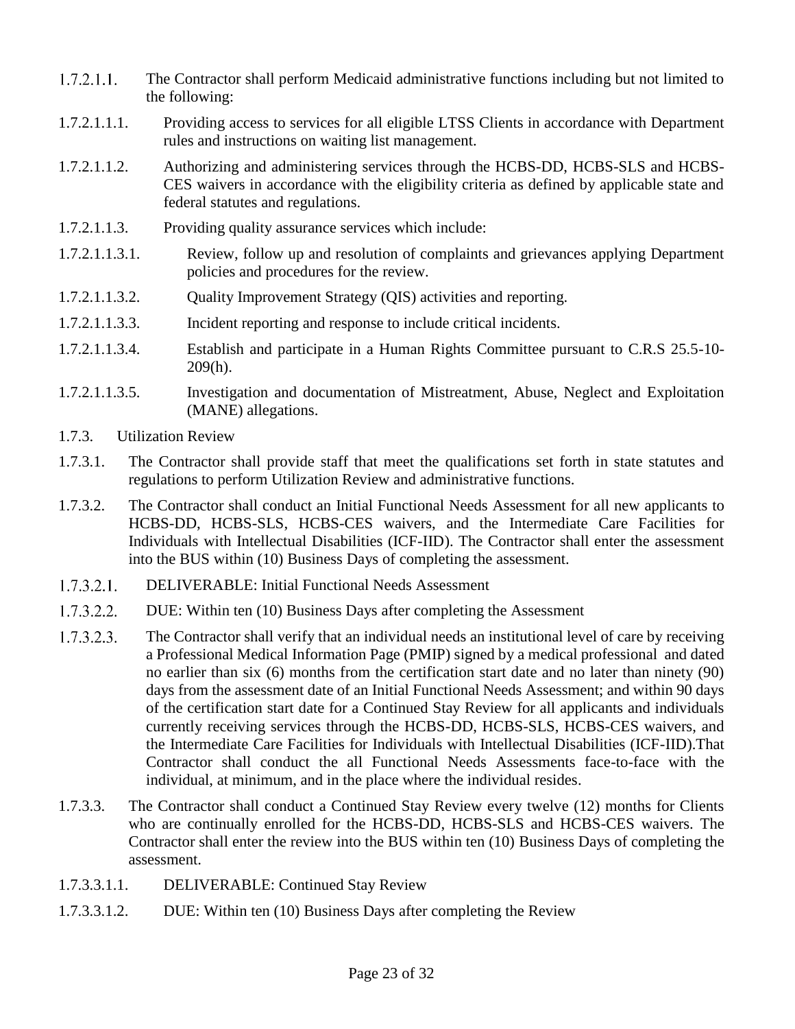1.7.2.1.1. The Contractor shall perform Medicaid administrative functions including but not limited to the following:

1.7.2.1.1.1. Providing access to services for all eligible LTSS Clients in accordance with Department rules and instructions on waiting list management.

1.7.2.1.1.2. Authorizing and administering services through the HCBS-DD, HCBS-SLS and HCBS-CES waivers in accordance with the eligibility criteria as defined by applicable state and federal statutes and regulations.

1.7.2.1.1.3. Providing quality assurance services which include:

1.7.2.1.1.3.1. Review, follow up and resolution of complaints and grievances applying Department policies and procedures for the review.

1.7.2.1.1.3.2. Quality Improvement Strategy (QIS) activities and reporting.

1.7.2.1.1.3.3. Incident reporting and response to include critical incidents.

1.7.2.1.1.3.4. Establish and participate in a Human Rights Committee pursuant to C.R.S 25.5-10-209(h).

1.7.2.1.1.3.5. Investigation and documentation of Mistreatment, Abuse, Neglect and Exploitation (MANE) allegations.

1.7.3. Utilization Review

1.7.3.1. The Contractor shall provide staff that meet the qualifications set forth in state statutes and regulations to perform Utilization Review and administrative functions.

1.7.3.2. The Contractor shall conduct an Initial Functional Needs Assessment for all new applicants to HCBS-DD, HCBS-SLS, HCBS-CES waivers, and the Intermediate Care Facilities for Individuals with Intellectual Disabilities (ICF-IID). The Contractor shall enter the assessment into the BUS within (10) Business Days of completing the assessment.

1.7.3.2.1. DELIVERABLE: Initial Functional Needs Assessment

1.7.3.2.2. DUE: Within ten (10) Business Days after completing the Assessment

1.7.3.2.3. The Contractor shall verify that an individual needs an institutional level of care by receiving a Professional Medical Information Page (PMIP) signed by a medical professional and dated no earlier than six (6) months from the certification start date and no later than ninety (90) days from the assessment date of an Initial Functional Needs Assessment; and within 90 days of the certification start date for a Continued Stay Review for all applicants and individuals currently receiving services through the HCBS-DD, HCBS-SLS, HCBS-CES waivers, and the Intermediate Care Facilities for Individuals with Intellectual Disabilities (ICF-IID).That Contractor shall conduct the all Functional Needs Assessments face-to-face with the individual, at minimum, and in the place where the individual resides.

1.7.3.3. The Contractor shall conduct a Continued Stay Review every twelve (12) months for Clients who are continually enrolled for the HCBS-DD, HCBS-SLS and HCBS-CES waivers. The Contractor shall enter the review into the BUS within ten (10) Business Days of completing the assessment.

1.7.3.3.1.1. DELIVERABLE: Continued Stay Review

1.7.3.3.1.2. DUE: Within ten (10) Business Days after completing the Review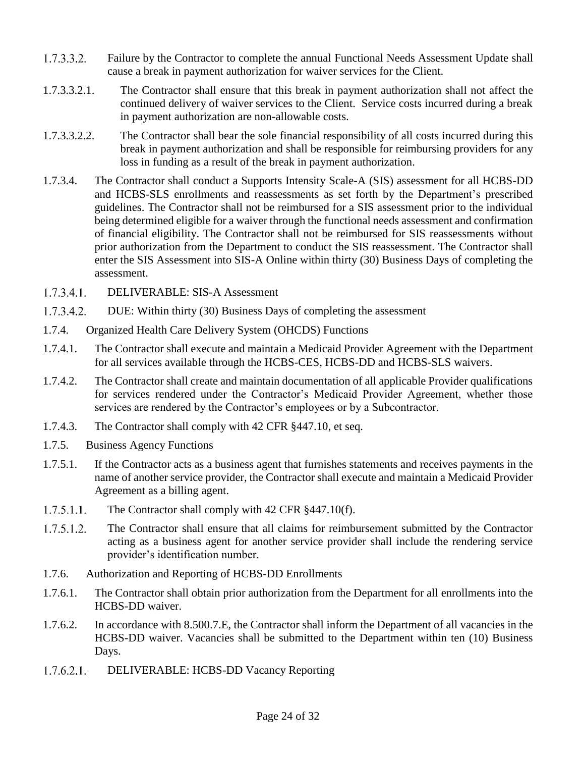1.7.3.3.2. Failure by the Contractor to complete the annual Functional Needs Assessment Update shall cause a break in payment authorization for waiver services for the Client.

1.7.3.3.2.1. The Contractor shall ensure that this break in payment authorization shall not affect the continued delivery of waiver services to the Client. Service costs incurred during a break in payment authorization are non-allowable costs.

1.7.3.3.2.2. The Contractor shall bear the sole financial responsibility of all costs incurred during this break in payment authorization and shall be responsible for reimbursing providers for any loss in funding as a result of the break in payment authorization.

1.7.3.4. The Contractor shall conduct a Supports Intensity Scale-A (SIS) assessment for all HCBS-DD and HCBS-SLS enrollments and reassessments as set forth by the Department's prescribed guidelines. The Contractor shall not be reimbursed for a SIS assessment prior to the individual being determined eligible for a waiver through the functional needs assessment and confirmation of financial eligibility. The Contractor shall not be reimbursed for SIS reassessments without prior authorization from the Department to conduct the SIS reassessment. The Contractor shall enter the SIS Assessment into SIS-A Online within thirty (30) Business Days of completing the assessment.

1.7.3.4.1. DELIVERABLE: SIS-A Assessment

1.7.3.4.2. DUE: Within thirty (30) Business Days of completing the assessment

1.7.4. Organized Health Care Delivery System (OHCDS) Functions

1.7.4.1. The Contractor shall execute and maintain a Medicaid Provider Agreement with the Department for all services available through the HCBS-CES, HCBS-DD and HCBS-SLS waivers.

1.7.4.2. The Contractor shall create and maintain documentation of all applicable Provider qualifications for services rendered under the Contractor's Medicaid Provider Agreement, whether those services are rendered by the Contractor's employees or by a Subcontractor.

1.7.4.3. The Contractor shall comply with 42 CFR §447.10, et seq.

1.7.5. Business Agency Functions

1.7.5.1. If the Contractor acts as a business agent that furnishes statements and receives payments in the name of another service provider, the Contractor shall execute and maintain a Medicaid Provider Agreement as a billing agent.

1.7.5.1.1. The Contractor shall comply with 42 CFR §447.10(f).

1.7.5.1.2. The Contractor shall ensure that all claims for reimbursement submitted by the Contractor acting as a business agent for another service provider shall include the rendering service provider's identification number.

1.7.6. Authorization and Reporting of HCBS-DD Enrollments

1.7.6.1. The Contractor shall obtain prior authorization from the Department for all enrollments into the HCBS-DD waiver.

1.7.6.2. In accordance with 8.500.7.E, the Contractor shall inform the Department of all vacancies in the HCBS-DD waiver. Vacancies shall be submitted to the Department within ten (10) Business Days.

1.7.6.2.1. DELIVERABLE: HCBS-DD Vacancy Reporting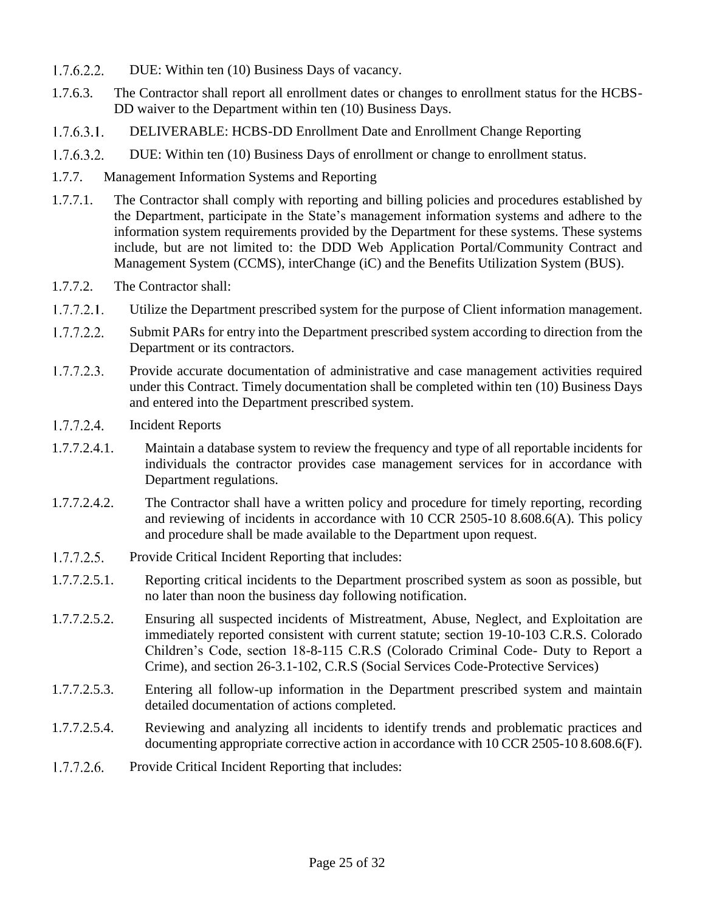1.7.6.2.2. DUE: Within ten (10) Business Days of vacancy.

1.7.6.3. The Contractor shall report all enrollment dates or changes to enrollment status for the HCBS-DD waiver to the Department within ten (10) Business Days.

1.7.6.3.1. DELIVERABLE: HCBS-DD Enrollment Date and Enrollment Change Reporting

1.7.6.3.2. DUE: Within ten (10) Business Days of enrollment or change to enrollment status.

1.7.7. Management Information Systems and Reporting

1.7.7.1. The Contractor shall comply with reporting and billing policies and procedures established by the Department, participate in the State's management information systems and adhere to the information system requirements provided by the Department for these systems. These systems include, but are not limited to: the DDD Web Application Portal/Community Contract and Management System (CCMS), interChange (iC) and the Benefits Utilization System (BUS).

1.7.7.2. The Contractor shall:

1.7.7.2.1. Utilize the Department prescribed system for the purpose of Client information management.

1.7.7.2.2. Submit PARs for entry into the Department prescribed system according to direction from the Department or its contractors.

1.7.7.2.3. Provide accurate documentation of administrative and case management activities required under this Contract. Timely documentation shall be completed within ten (10) Business Days and entered into the Department prescribed system.

1.7.7.2.4. Incident Reports

1.7.7.2.4.1. Maintain a database system to review the frequency and type of all reportable incidents for individuals the contractor provides case management services for in accordance with Department regulations.

1.7.7.2.4.2. The Contractor shall have a written policy and procedure for timely reporting, recording and reviewing of incidents in accordance with 10 CCR 2505-10 8.608.6(A). This policy and procedure shall be made available to the Department upon request.

1.7.7.2.5. Provide Critical Incident Reporting that includes:

1.7.7.2.5.1. Reporting critical incidents to the Department proscribed system as soon as possible, but no later than noon the business day following notification.

1.7.7.2.5.2. Ensuring all suspected incidents of Mistreatment, Abuse, Neglect, and Exploitation are immediately reported consistent with current statute; section 19-10-103 C.R.S. Colorado Children's Code, section 18-8-115 C.R.S (Colorado Criminal Code- Duty to Report a Crime), and section 26-3.1-102, C.R.S (Social Services Code-Protective Services)

1.7.7.2.5.3. Entering all follow-up information in the Department prescribed system and maintain detailed documentation of actions completed.

1.7.7.2.5.4. Reviewing and analyzing all incidents to identify trends and problematic practices and documenting appropriate corrective action in accordance with 10 CCR 2505-10 8.608.6(F).

1.7.7.2.6. Provide Critical Incident Reporting that includes: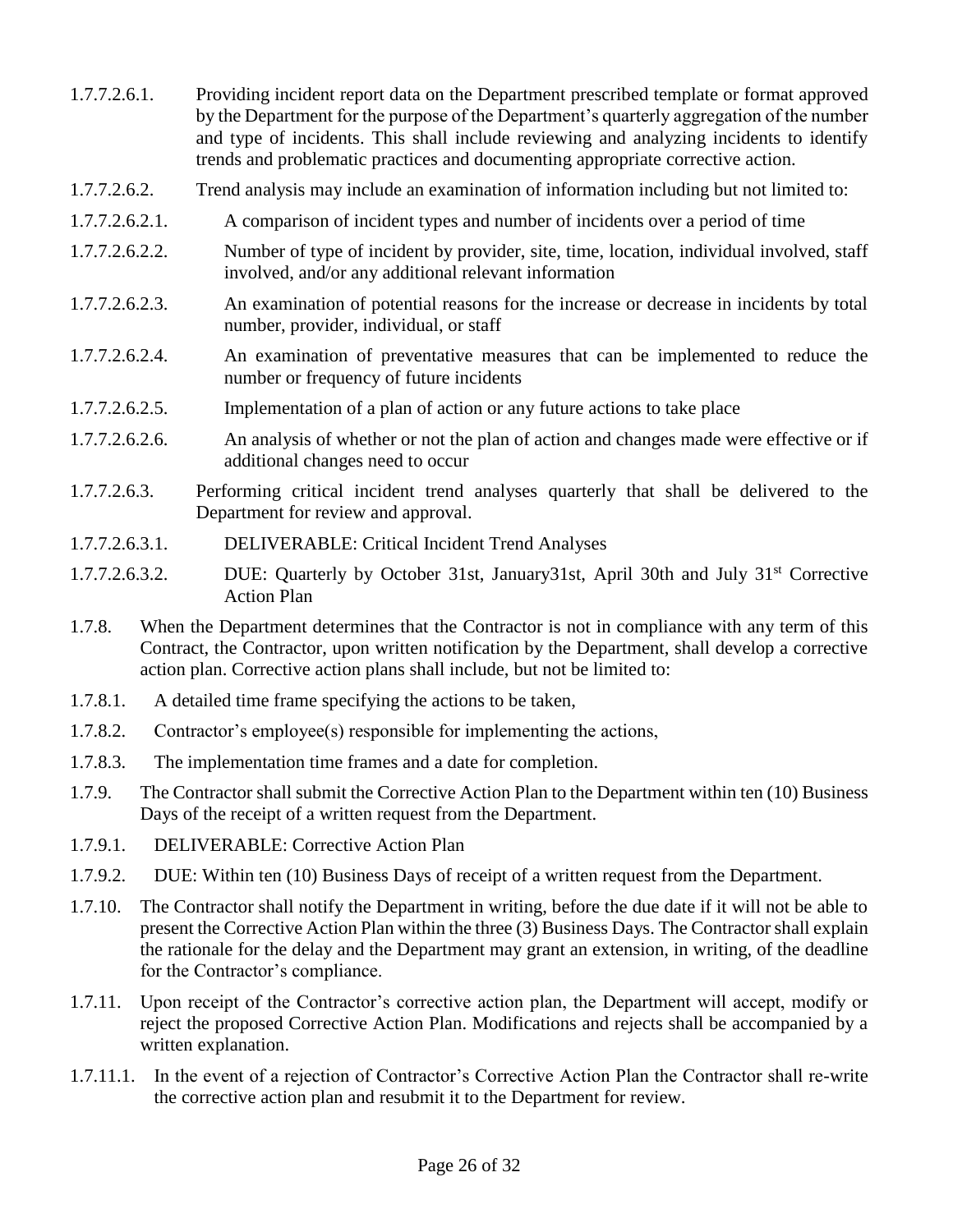1.7.7.2.6.1. Providing incident report data on the Department prescribed template or format approved by the Department for the purpose of the Department's quarterly aggregation of the number and type of incidents. This shall include reviewing and analyzing incidents to identify trends and problematic practices and documenting appropriate corrective action.

1.7.7.2.6.2. Trend analysis may include an examination of information including but not limited to:

1.7.7.2.6.2.1. A comparison of incident types and number of incidents over a period of time

1.7.7.2.6.2.2. Number of type of incident by provider, site, time, location, individual involved, staff involved, and/or any additional relevant information

1.7.7.2.6.2.3. An examination of potential reasons for the increase or decrease in incidents by total number, provider, individual, or staff

1.7.7.2.6.2.4. An examination of preventative measures that can be implemented to reduce the number or frequency of future incidents

1.7.7.2.6.2.5. Implementation of a plan of action or any future actions to take place

1.7.7.2.6.2.6. An analysis of whether or not the plan of action and changes made were effective or if additional changes need to occur

1.7.7.2.6.3. Performing critical incident trend analyses quarterly that shall be delivered to the Department for review and approval.

1.7.7.2.6.3.1. DELIVERABLE: Critical Incident Trend Analyses

1.7.7.2.6.3.2. DUE: Quarterly by October 31st, January31st, April 30th and July 31st Corrective Action Plan

1.7.8. When the Department determines that the Contractor is not in compliance with any term of this Contract, the Contractor, upon written notification by the Department, shall develop a corrective action plan. Corrective action plans shall include, but not be limited to:

1.7.8.1. A detailed time frame specifying the actions to be taken,

1.7.8.2. Contractor's employee(s) responsible for implementing the actions,

1.7.8.3. The implementation time frames and a date for completion.

1.7.9. The Contractor shall submit the Corrective Action Plan to the Department within ten (10) Business Days of the receipt of a written request from the Department.

1.7.9.1. DELIVERABLE: Corrective Action Plan

1.7.9.2. DUE: Within ten (10) Business Days of receipt of a written request from the Department.

1.7.10. The Contractor shall notify the Department in writing, before the due date if it will not be able to present the Corrective Action Plan within the three (3) Business Days. The Contractor shall explain the rationale for the delay and the Department may grant an extension, in writing, of the deadline for the Contractor's compliance.

1.7.11. Upon receipt of the Contractor's corrective action plan, the Department will accept, modify or reject the proposed Corrective Action Plan. Modifications and rejects shall be accompanied by a written explanation.

1.7.11.1. In the event of a rejection of Contractor's Corrective Action Plan the Contractor shall re-write the corrective action plan and resubmit it to the Department for review.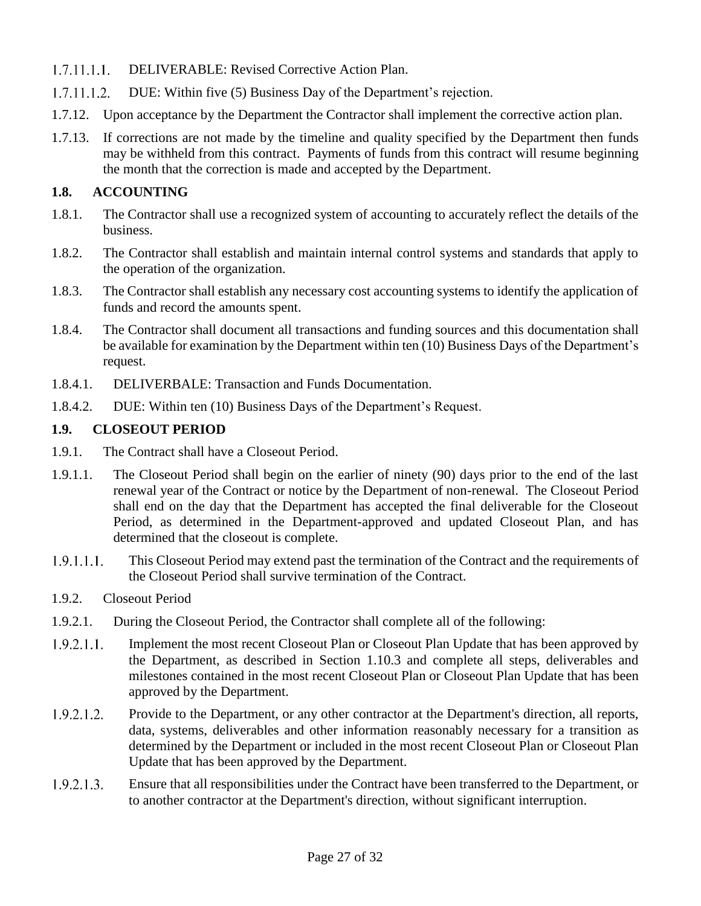1.7.11.1.1. DELIVERABLE: Revised Corrective Action Plan.

1.7.11.1.2. DUE: Within five (5) Business Day of the Department's rejection.

1.7.12. Upon acceptance by the Department the Contractor shall implement the corrective action plan.

1.7.13. If corrections are not made by the timeline and quality specified by the Department then funds may be withheld from this contract. Payments of funds from this contract will resume beginning the month that the correction is made and accepted by the Department.

### 1.8. ACCOUNTING

1.8.1. The Contractor shall use a recognized system of accounting to accurately reflect the details of the business.

1.8.2. The Contractor shall establish and maintain internal control systems and standards that apply to the operation of the organization.

1.8.3. The Contractor shall establish any necessary cost accounting systems to identify the application of funds and record the amounts spent.

1.8.4. The Contractor shall document all transactions and funding sources and this documentation shall be available for examination by the Department within ten (10) Business Days of the Department's request.

1.8.4.1. DELIVERBALE: Transaction and Funds Documentation.

1.8.4.2. DUE: Within ten (10) Business Days of the Department's Request.

### 1.9. CLOSEOUT PERIOD

1.9.1. The Contract shall have a Closeout Period.

1.9.1.1. The Closeout Period shall begin on the earlier of ninety (90) days prior to the end of the last renewal year of the Contract or notice by the Department of non-renewal. The Closeout Period shall end on the day that the Department has accepted the final deliverable for the Closeout Period, as determined in the Department-approved and updated Closeout Plan, and has determined that the closeout is complete.

1.9.1.1.1. This Closeout Period may extend past the termination of the Contract and the requirements of the Closeout Period shall survive termination of the Contract.

1.9.2. Closeout Period

1.9.2.1. During the Closeout Period, the Contractor shall complete all of the following:

1.9.2.1.1. Implement the most recent Closeout Plan or Closeout Plan Update that has been approved by the Department, as described in Section 1.10.3 and complete all steps, deliverables and milestones contained in the most recent Closeout Plan or Closeout Plan Update that has been approved by the Department.

1.9.2.1.2. Provide to the Department, or any other contractor at the Department's direction, all reports, data, systems, deliverables and other information reasonably necessary for a transition as determined by the Department or included in the most recent Closeout Plan or Closeout Plan Update that has been approved by the Department.

1.9.2.1.3. Ensure that all responsibilities under the Contract have been transferred to the Department, or to another contractor at the Department's direction, without significant interruption.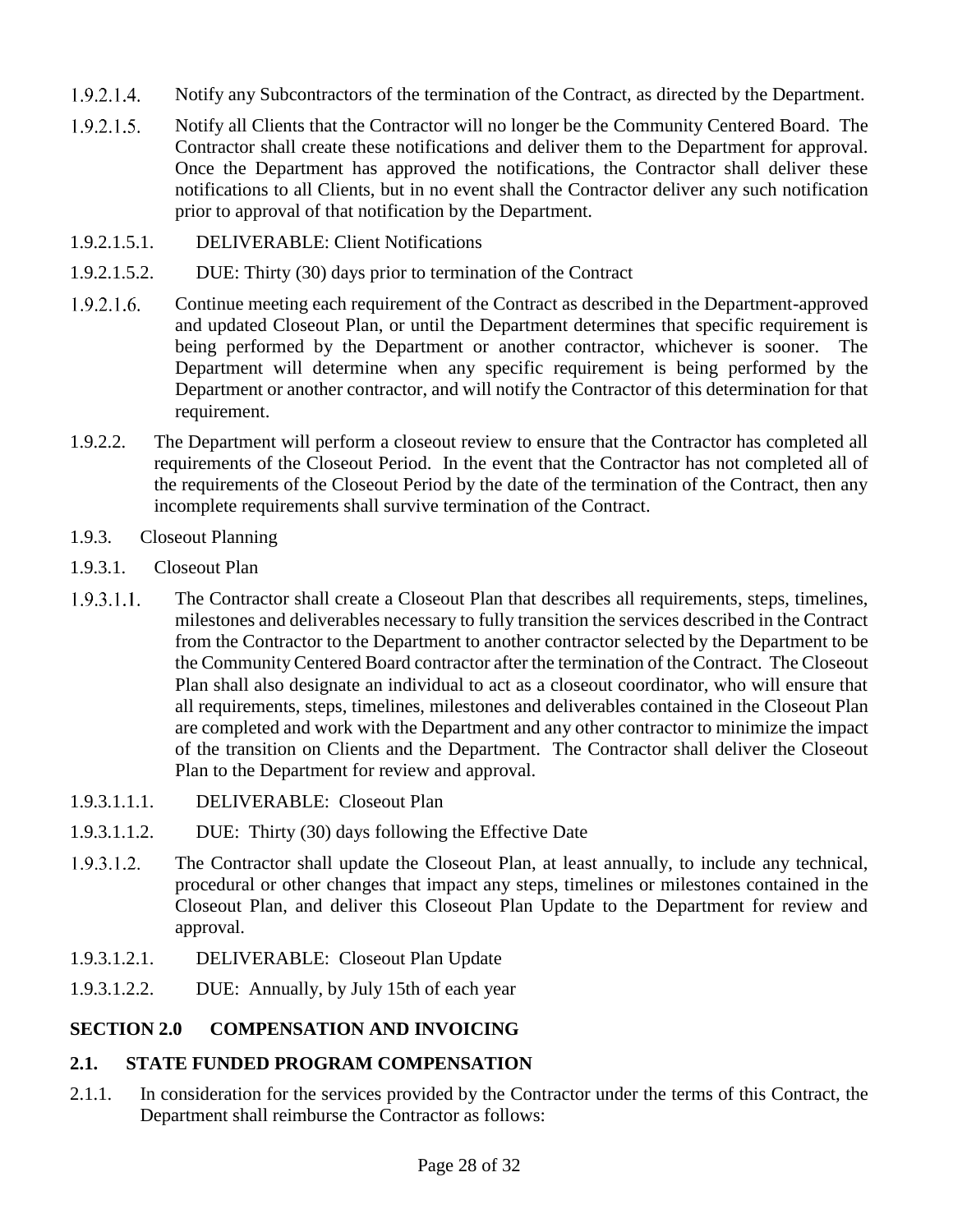1.9.2.1.4. Notify any Subcontractors of the termination of the Contract, as directed by the Department.

1.9.2.1.5. Notify all Clients that the Contractor will no longer be the Community Centered Board. The Contractor shall create these notifications and deliver them to the Department for approval. Once the Department has approved the notifications, the Contractor shall deliver these notifications to all Clients, but in no event shall the Contractor deliver any such notification prior to approval of that notification by the Department.

1.9.2.1.5.1. DELIVERABLE: Client Notifications

1.9.2.1.5.2. DUE: Thirty (30) days prior to termination of the Contract

1.9.2.1.6. Continue meeting each requirement of the Contract as described in the Department-approved and updated Closeout Plan, or until the Department determines that specific requirement is being performed by the Department or another contractor, whichever is sooner. The Department will determine when any specific requirement is being performed by the Department or another contractor, and will notify the Contractor of this determination for that requirement.

1.9.2.2. The Department will perform a closeout review to ensure that the Contractor has completed all requirements of the Closeout Period. In the event that the Contractor has not completed all of the requirements of the Closeout Period by the date of the termination of the Contract, then any incomplete requirements shall survive termination of the Contract.

1.9.3. Closeout Planning

1.9.3.1. Closeout Plan

1.9.3.1.1. The Contractor shall create a Closeout Plan that describes all requirements, steps, timelines, milestones and deliverables necessary to fully transition the services described in the Contract from the Contractor to the Department to another contractor selected by the Department to be the Community Centered Board contractor after the termination of the Contract. The Closeout Plan shall also designate an individual to act as a closeout coordinator, who will ensure that all requirements, steps, timelines, milestones and deliverables contained in the Closeout Plan are completed and work with the Department and any other contractor to minimize the impact of the transition on Clients and the Department. The Contractor shall deliver the Closeout Plan to the Department for review and approval.

1.9.3.1.1.1. DELIVERABLE: Closeout Plan

1.9.3.1.1.2. DUE: Thirty (30) days following the Effective Date

1.9.3.1.2. The Contractor shall update the Closeout Plan, at least annually, to include any technical, procedural or other changes that impact any steps, timelines or milestones contained in the Closeout Plan, and deliver this Closeout Plan Update to the Department for review and approval.

1.9.3.1.2.1. DELIVERABLE: Closeout Plan Update

1.9.3.1.2.2. DUE: Annually, by July 15th of each year

## SECTION 2.0 COMPENSATION AND INVOICING

### 2.1. STATE FUNDED PROGRAM COMPENSATION

2.1.1. In consideration for the services provided by the Contractor under the terms of this Contract, the Department shall reimburse the Contractor as follows: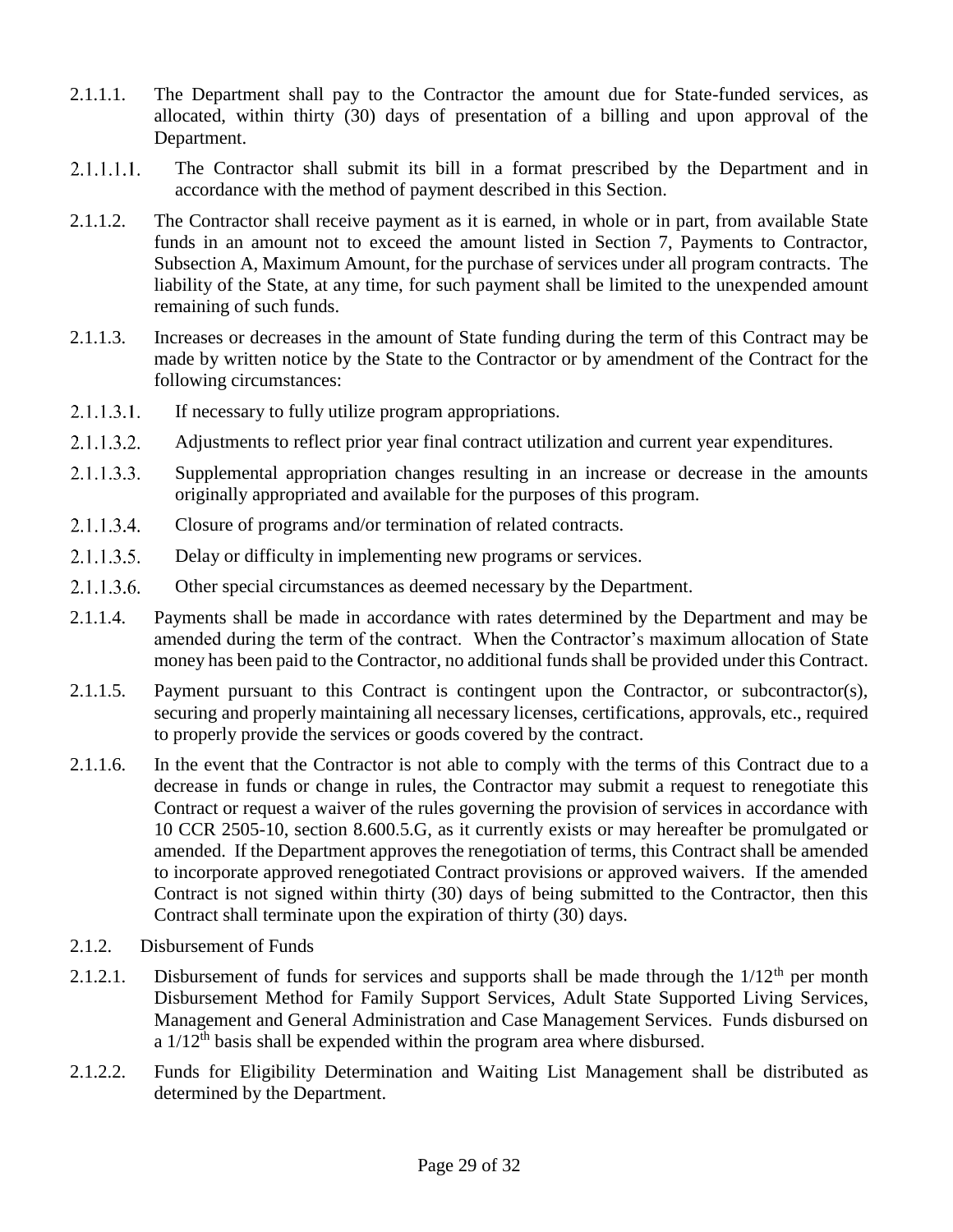2.1.1.1. The Department shall pay to the Contractor the amount due for State-funded services, as allocated, within thirty (30) days of presentation of a billing and upon approval of the Department.

2.1.1.1.1. The Contractor shall submit its bill in a format prescribed by the Department and in accordance with the method of payment described in this Section.

2.1.1.2. The Contractor shall receive payment as it is earned, in whole or in part, from available State funds in an amount not to exceed the amount listed in Section 7, Payments to Contractor, Subsection A, Maximum Amount, for the purchase of services under all program contracts. The liability of the State, at any time, for such payment shall be limited to the unexpended amount remaining of such funds.

2.1.1.3. Increases or decreases in the amount of State funding during the term of this Contract may be made by written notice by the State to the Contractor or by amendment of the Contract for the following circumstances:

2.1.1.3.1. If necessary to fully utilize program appropriations.

2.1.1.3.2. Adjustments to reflect prior year final contract utilization and current year expenditures.

2.1.1.3.3. Supplemental appropriation changes resulting in an increase or decrease in the amounts originally appropriated and available for the purposes of this program.

2.1.1.3.4. Closure of programs and/or termination of related contracts.

2.1.1.3.5. Delay or difficulty in implementing new programs or services.

2.1.1.3.6. Other special circumstances as deemed necessary by the Department.

2.1.1.4. Payments shall be made in accordance with rates determined by the Department and may be amended during the term of the contract. When the Contractor's maximum allocation of State money has been paid to the Contractor, no additional funds shall be provided under this Contract.

2.1.1.5. Payment pursuant to this Contract is contingent upon the Contractor, or subcontractor(s), securing and properly maintaining all necessary licenses, certifications, approvals, etc., required to properly provide the services or goods covered by the contract.

2.1.1.6. In the event that the Contractor is not able to comply with the terms of this Contract due to a decrease in funds or change in rules, the Contractor may submit a request to renegotiate this Contract or request a waiver of the rules governing the provision of services in accordance with 10 CCR 2505-10, section 8.600.5.G, as it currently exists or may hereafter be promulgated or amended. If the Department approves the renegotiation of terms, this Contract shall be amended to incorporate approved renegotiated Contract provisions or approved waivers. If the amended Contract is not signed within thirty (30) days of being submitted to the Contractor, then this Contract shall terminate upon the expiration of thirty (30) days.

2.1.2. Disbursement of Funds

2.1.2.1. Disbursement of funds for services and supports shall be made through the $1/12^{th}$ per month Disbursement Method for Family Support Services, Adult State Supported Living Services, Management and General Administration and Case Management Services. Funds disbursed on a $1/12^{th}$ basis shall be expended within the program area where disbursed.

2.1.2.2. Funds for Eligibility Determination and Waiting List Management shall be distributed as determined by the Department.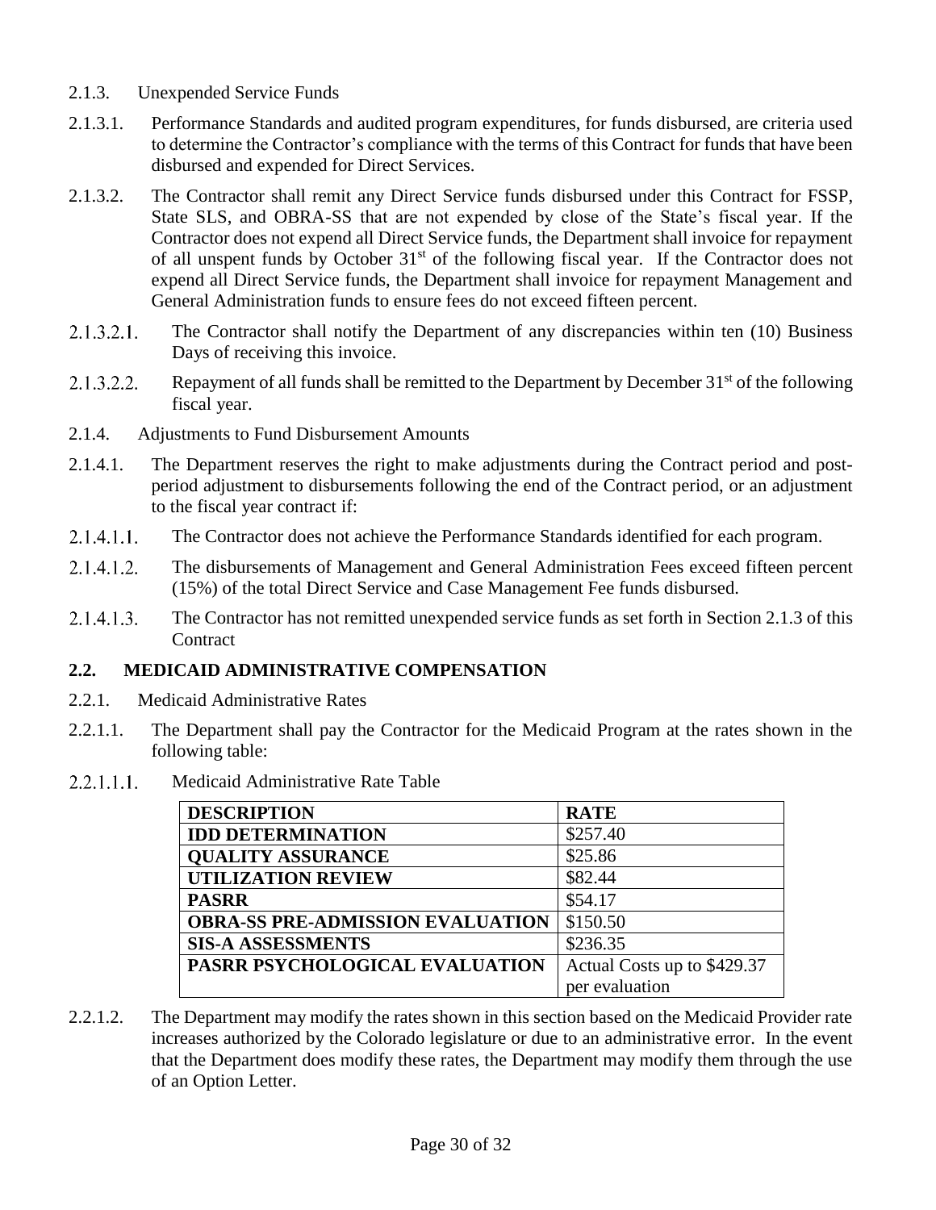2.1.3. Unexpended Service Funds

2.1.3.1. Performance Standards and audited program expenditures, for funds disbursed, are criteria used to determine the Contractor's compliance with the terms of this Contract for funds that have been disbursed and expended for Direct Services.

2.1.3.2. The Contractor shall remit any Direct Service funds disbursed under this Contract for FSSP, State SLS, and OBRA-SS that are not expended by close of the State's fiscal year. If the Contractor does not expend all Direct Service funds, the Department shall invoice for repayment of all unspent funds by October 31st of the following fiscal year. If the Contractor does not expend all Direct Service funds, the Department shall invoice for repayment Management and General Administration funds to ensure fees do not exceed fifteen percent.

2.1.3.2.1. The Contractor shall notify the Department of any discrepancies within ten (10) Business Days of receiving this invoice.

2.1.3.2.2. Repayment of all funds shall be remitted to the Department by December 31st of the following fiscal year.

2.1.4. Adjustments to Fund Disbursement Amounts

2.1.4.1. The Department reserves the right to make adjustments during the Contract period and post-period adjustment to disbursements following the end of the Contract period, or an adjustment to the fiscal year contract if:

2.1.4.1.1. The Contractor does not achieve the Performance Standards identified for each program.

2.1.4.1.2. The disbursements of Management and General Administration Fees exceed fifteen percent (15%) of the total Direct Service and Case Management Fee funds disbursed.

2.1.4.1.3. The Contractor has not remitted unexpended service funds as set forth in Section 2.1.3 of this Contract

## 2.2. MEDICAID ADMINISTRATIVE COMPENSATION

2.2.1. Medicaid Administrative Rates

2.2.1.1. The Department shall pay the Contractor for the Medicaid Program at the rates shown in the following table:

2.2.1.1.1. Medicaid Administrative Rate Table

| DESCRIPTION | RATE |
|---|---|
| IDD DETERMINATION | $257.40 |
| QUALITY ASSURANCE | $25.86 |
| UTILIZATION REVIEW | $82.44 |
| PASRR | $54.17 |
| OBRA-SS PRE-ADMISSION EVALUATION | $150.50 |
| SIS-A ASSESSMENTS | $236.35 |
| PASRR PSYCHOLOGICAL EVALUATION | Actual Costs up to $429.37 per evaluation |

2.2.1.2. The Department may modify the rates shown in this section based on the Medicaid Provider rate increases authorized by the Colorado legislature or due to an administrative error. In the event that the Department does modify these rates, the Department may modify them through the use of an Option Letter.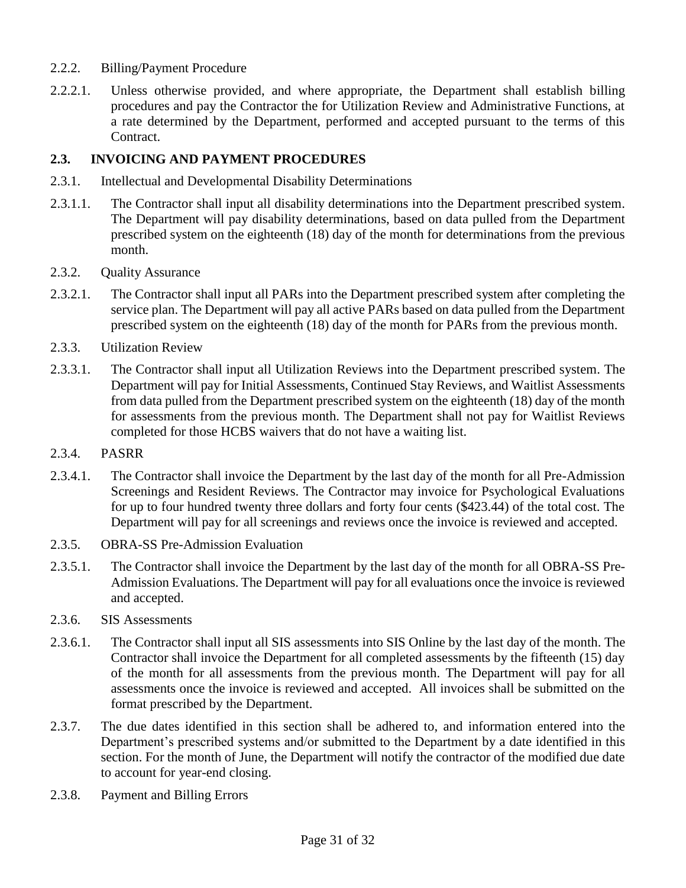2.2.2. Billing/Payment Procedure

2.2.2.1. Unless otherwise provided, and where appropriate, the Department shall establish billing procedures and pay the Contractor the for Utilization Review and Administrative Functions, at a rate determined by the Department, performed and accepted pursuant to the terms of this Contract.

## 2.3. INVOICING AND PAYMENT PROCEDURES

2.3.1. Intellectual and Developmental Disability Determinations

2.3.1.1. The Contractor shall input all disability determinations into the Department prescribed system. The Department will pay disability determinations, based on data pulled from the Department prescribed system on the eighteenth (18) day of the month for determinations from the previous month.

2.3.2. Quality Assurance

2.3.2.1. The Contractor shall input all PARs into the Department prescribed system after completing the service plan. The Department will pay all active PARs based on data pulled from the Department prescribed system on the eighteenth (18) day of the month for PARs from the previous month.

2.3.3. Utilization Review

2.3.3.1. The Contractor shall input all Utilization Reviews into the Department prescribed system. The Department will pay for Initial Assessments, Continued Stay Reviews, and Waitlist Assessments from data pulled from the Department prescribed system on the eighteenth (18) day of the month for assessments from the previous month. The Department shall not pay for Waitlist Reviews completed for those HCBS waivers that do not have a waiting list.

2.3.4. PASRR

2.3.4.1. The Contractor shall invoice the Department by the last day of the month for all Pre-Admission Screenings and Resident Reviews. The Contractor may invoice for Psychological Evaluations for up to four hundred twenty three dollars and forty four cents ($423.44) of the total cost. The Department will pay for all screenings and reviews once the invoice is reviewed and accepted.

2.3.5. OBRA-SS Pre-Admission Evaluation

2.3.5.1. The Contractor shall invoice the Department by the last day of the month for all OBRA-SS Pre-Admission Evaluations. The Department will pay for all evaluations once the invoice is reviewed and accepted.

2.3.6. SIS Assessments

2.3.6.1. The Contractor shall input all SIS assessments into SIS Online by the last day of the month. The Contractor shall invoice the Department for all completed assessments by the fifteenth (15) day of the month for all assessments from the previous month. The Department will pay for all assessments once the invoice is reviewed and accepted. All invoices shall be submitted on the format prescribed by the Department.

2.3.7. The due dates identified in this section shall be adhered to, and information entered into the Department's prescribed systems and/or submitted to the Department by a date identified in this section. For the month of June, the Department will notify the contractor of the modified due date to account for year-end closing.

2.3.8. Payment and Billing Errors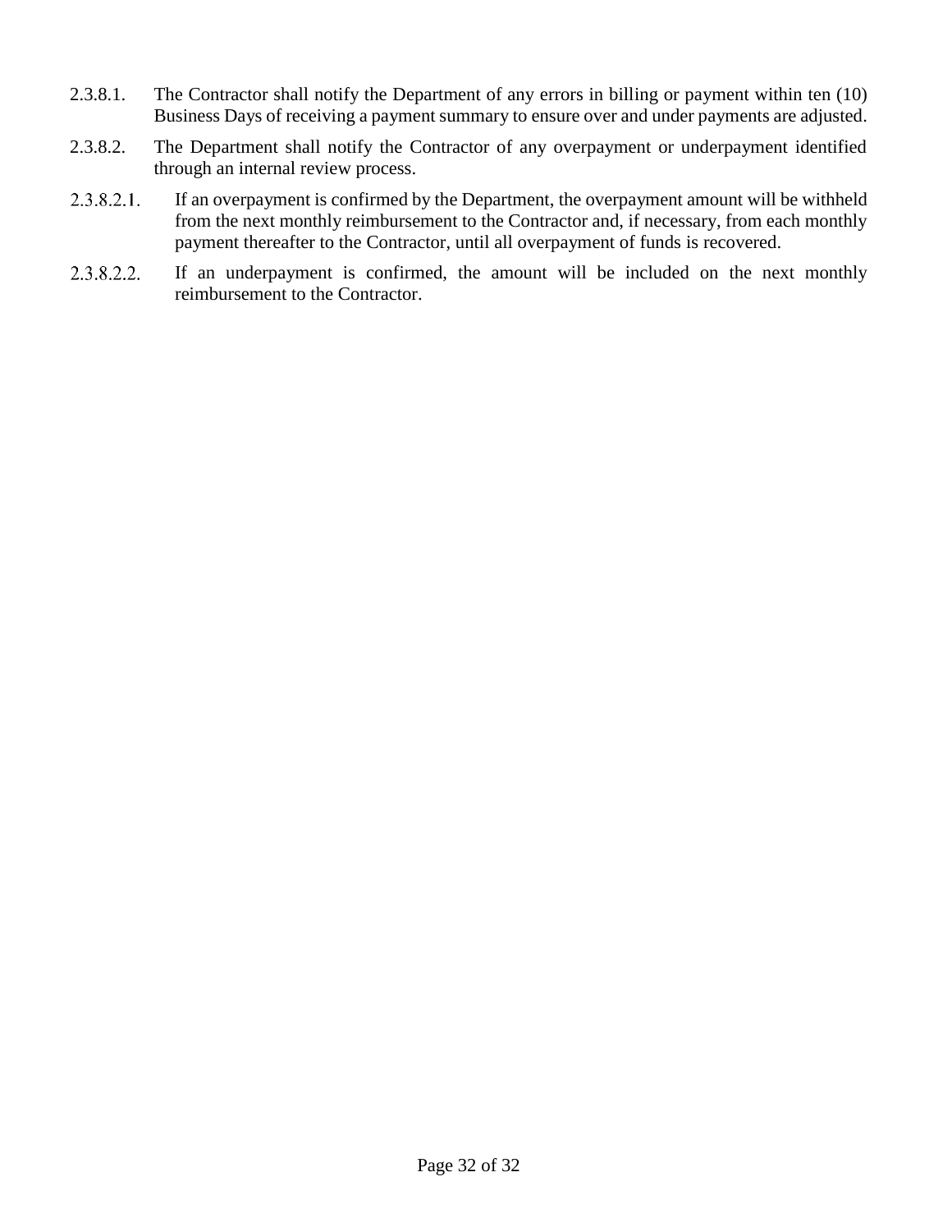2.3.8.1. The Contractor shall notify the Department of any errors in billing or payment within ten (10) Business Days of receiving a payment summary to ensure over and under payments are adjusted.

2.3.8.2. The Department shall notify the Contractor of any overpayment or underpayment identified through an internal review process.

2.3.8.2.1. If an overpayment is confirmed by the Department, the overpayment amount will be withheld from the next monthly reimbursement to the Contractor and, if necessary, from each monthly payment thereafter to the Contractor, until all overpayment of funds is recovered.

2.3.8.2.2. If an underpayment is confirmed, the amount will be included on the next monthly reimbursement to the Contractor.